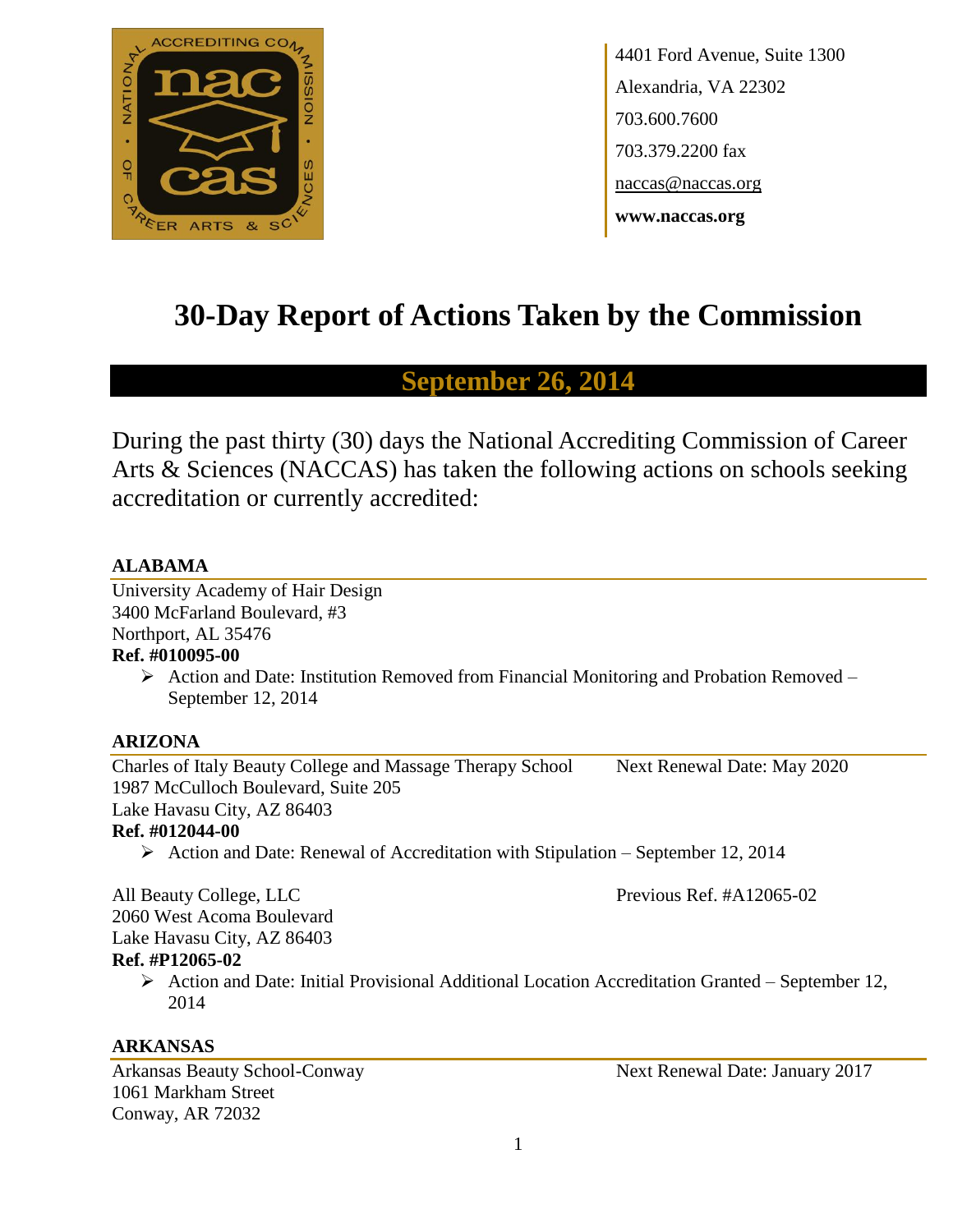4401 Ford Avenue, Suite 1300
Alexandria, VA 22302
703.600.7600
703.379.2200 fax
naccas@naccas.org
**www.naccas.org**

# 30-Day Report of Actions Taken by the Commission

## September 26, 2014

During the past thirty (30) days the National Accrediting Commission of Career Arts & Sciences (NACCAS) has taken the following actions on schools seeking accreditation or currently accredited:

### ALABAMA

University Academy of Hair Design
3400 McFarland Boulevard, #3
Northport, AL 35476
**Ref. #010095-00**

- Action and Date: Institution Removed from Financial Monitoring and Probation Removed – September 12, 2014

### ARIZONA

Charles of Italy Beauty College and Massage Therapy School — Next Renewal Date: May 2020
1987 McCulloch Boulevard, Suite 205
Lake Havasu City, AZ 86403
**Ref. #012044-00**

- Action and Date: Renewal of Accreditation with Stipulation – September 12, 2014

All Beauty College, LLC — Previous Ref. #A12065-02
2060 West Acoma Boulevard
Lake Havasu City, AZ 86403
**Ref. #P12065-02**

- Action and Date: Initial Provisional Additional Location Accreditation Granted – September 12, 2014

### ARKANSAS

Arkansas Beauty School-Conway — Next Renewal Date: January 2017
1061 Markham Street
Conway, AR 72032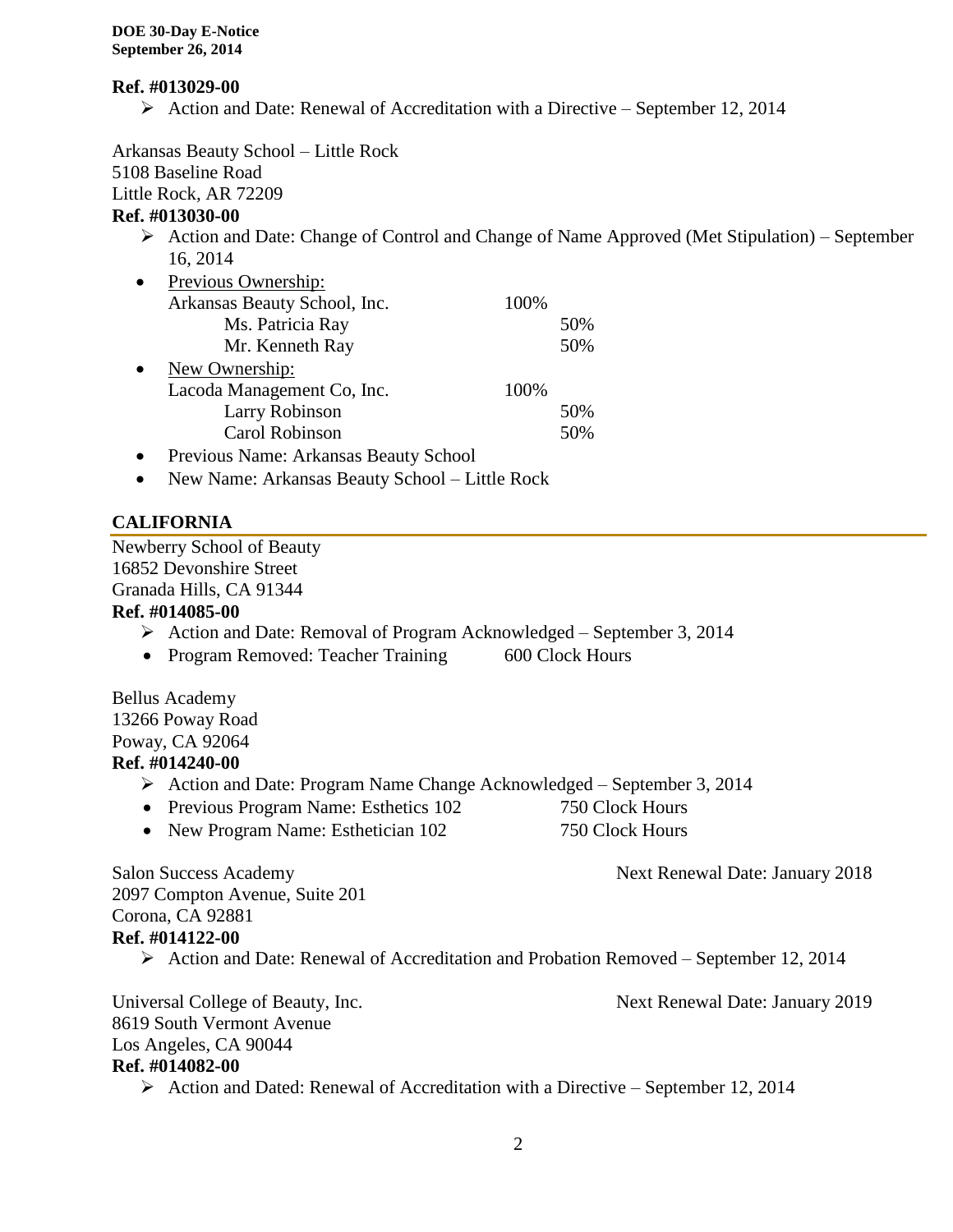**Ref. #013029-00**

- Action and Date: Renewal of Accreditation with a Directive – September 12, 2014

Arkansas Beauty School – Little Rock
5108 Baseline Road
Little Rock, AR 72209
**Ref. #013030-00**

- Action and Date: Change of Control and Change of Name Approved (Met Stipulation) – September 16, 2014

- Previous Ownership:

| | | |
|---|---|---|
| Arkansas Beauty School, Inc. | 100% | |
| Ms. Patricia Ray | | 50% |
| Mr. Kenneth Ray | | 50% |

- New Ownership:

| | | |
|---|---|---|
| Lacoda Management Co, Inc. | 100% | |
| Larry Robinson | | 50% |
| Carol Robinson | | 50% |

- Previous Name: Arkansas Beauty School
- New Name: Arkansas Beauty School – Little Rock

## CALIFORNIA

Newberry School of Beauty
16852 Devonshire Street
Granada Hills, CA 91344
**Ref. #014085-00**

- Action and Date: Removal of Program Acknowledged – September 3, 2014
- Program Removed: Teacher Training 600 Clock Hours

Bellus Academy
13266 Poway Road
Poway, CA 92064
**Ref. #014240-00**

- Action and Date: Program Name Change Acknowledged – September 3, 2014
- Previous Program Name: Esthetics 102 750 Clock Hours
- New Program Name: Esthetician 102 750 Clock Hours

Salon Success Academy — Next Renewal Date: January 2018
2097 Compton Avenue, Suite 201
Corona, CA 92881
**Ref. #014122-00**

- Action and Date: Renewal of Accreditation and Probation Removed – September 12, 2014

Universal College of Beauty, Inc. — Next Renewal Date: January 2019
8619 South Vermont Avenue
Los Angeles, CA 90044
**Ref. #014082-00**

- Action and Dated: Renewal of Accreditation with a Directive – September 12, 2014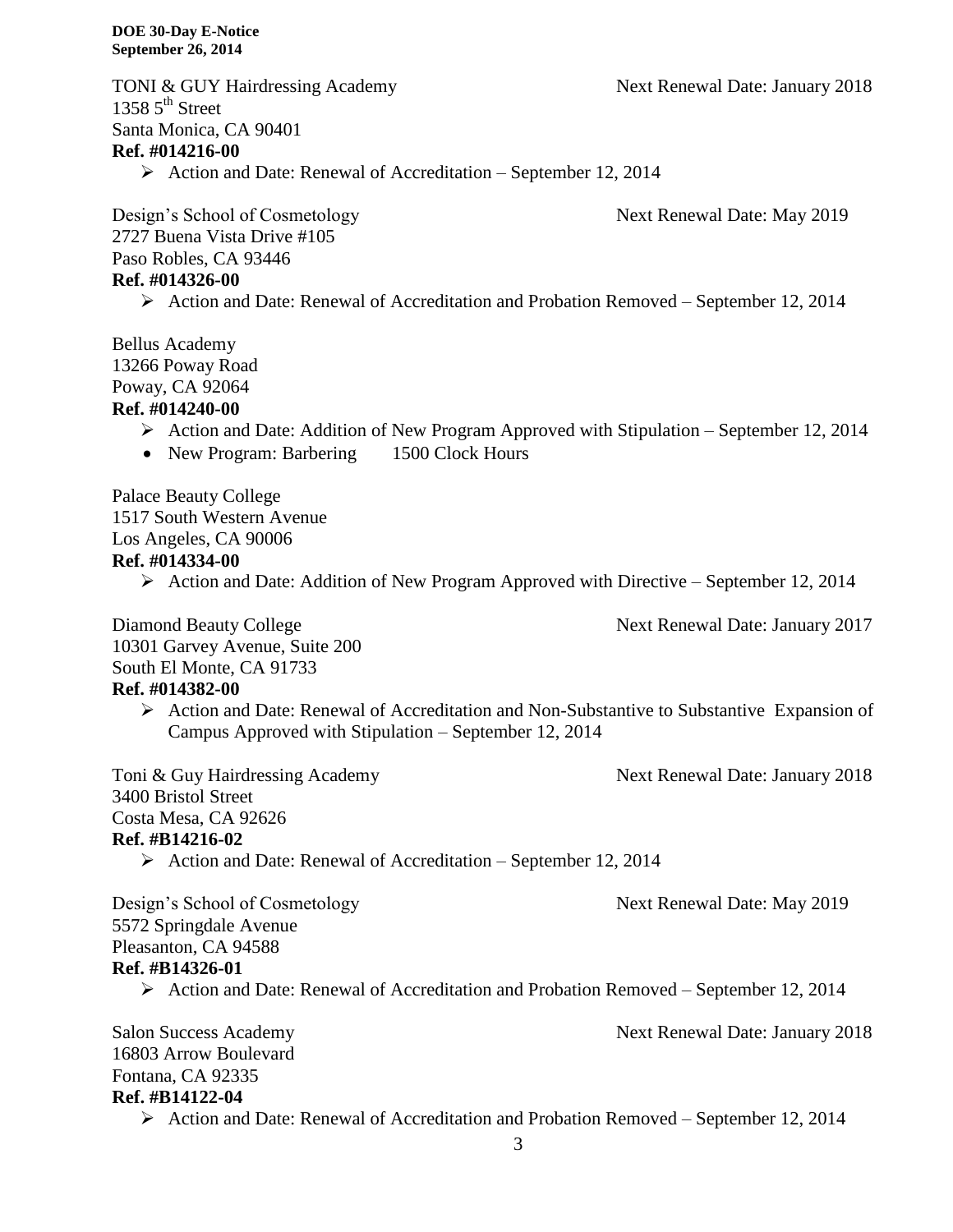TONI & GUY Hairdressing Academy Next Renewal Date: January 2018
1358 5th Street
Santa Monica, CA 90401
**Ref. #014216-00**

- Action and Date: Renewal of Accreditation – September 12, 2014

Design's School of Cosmetology Next Renewal Date: May 2019
2727 Buena Vista Drive #105
Paso Robles, CA 93446
**Ref. #014326-00**

- Action and Date: Renewal of Accreditation and Probation Removed – September 12, 2014

Bellus Academy
13266 Poway Road
Poway, CA 92064
**Ref. #014240-00**

- Action and Date: Addition of New Program Approved with Stipulation – September 12, 2014
- New Program: Barbering 1500 Clock Hours

Palace Beauty College
1517 South Western Avenue
Los Angeles, CA 90006
**Ref. #014334-00**

- Action and Date: Addition of New Program Approved with Directive – September 12, 2014

Diamond Beauty College Next Renewal Date: January 2017
10301 Garvey Avenue, Suite 200
South El Monte, CA 91733
**Ref. #014382-00**

- Action and Date: Renewal of Accreditation and Non-Substantive to Substantive Expansion of Campus Approved with Stipulation – September 12, 2014

Toni & Guy Hairdressing Academy Next Renewal Date: January 2018
3400 Bristol Street
Costa Mesa, CA 92626
**Ref. #B14216-02**

- Action and Date: Renewal of Accreditation – September 12, 2014

Design's School of Cosmetology Next Renewal Date: May 2019
5572 Springdale Avenue
Pleasanton, CA 94588
**Ref. #B14326-01**

- Action and Date: Renewal of Accreditation and Probation Removed – September 12, 2014

Salon Success Academy Next Renewal Date: January 2018
16803 Arrow Boulevard
Fontana, CA 92335
**Ref. #B14122-04**

- Action and Date: Renewal of Accreditation and Probation Removed – September 12, 2014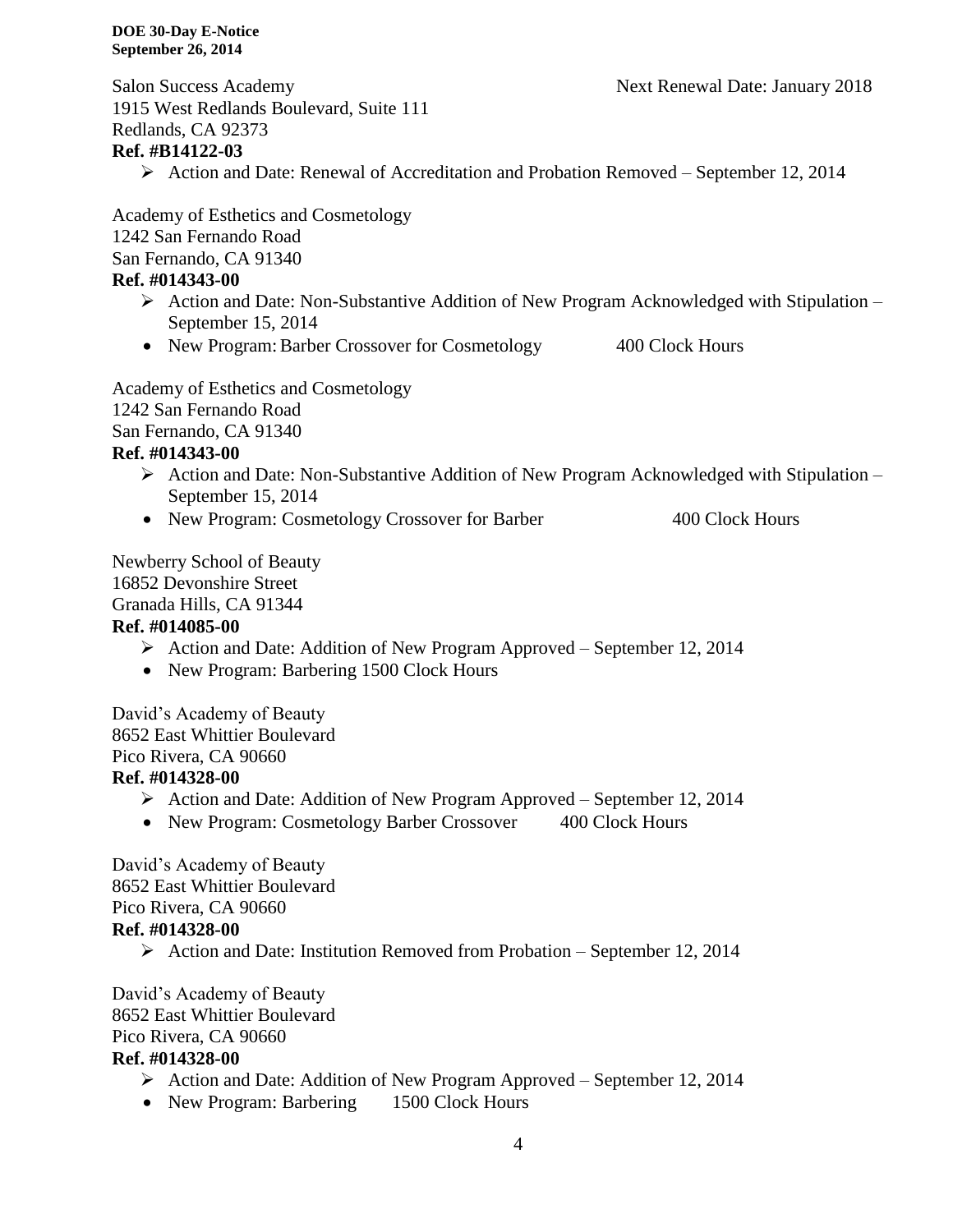Salon Success Academy Next Renewal Date: January 2018
1915 West Redlands Boulevard, Suite 111
Redlands, CA 92373
**Ref. #B14122-03**

- Action and Date: Renewal of Accreditation and Probation Removed – September 12, 2014

Academy of Esthetics and Cosmetology
1242 San Fernando Road
San Fernando, CA 91340
**Ref. #014343-00**

- Action and Date: Non-Substantive Addition of New Program Acknowledged with Stipulation – September 15, 2014
- New Program: Barber Crossover for Cosmetology 400 Clock Hours

Academy of Esthetics and Cosmetology
1242 San Fernando Road
San Fernando, CA 91340
**Ref. #014343-00**

- Action and Date: Non-Substantive Addition of New Program Acknowledged with Stipulation – September 15, 2014
- New Program: Cosmetology Crossover for Barber 400 Clock Hours

Newberry School of Beauty
16852 Devonshire Street
Granada Hills, CA 91344
**Ref. #014085-00**

- Action and Date: Addition of New Program Approved – September 12, 2014
- New Program: Barbering 1500 Clock Hours

David's Academy of Beauty
8652 East Whittier Boulevard
Pico Rivera, CA 90660
**Ref. #014328-00**

- Action and Date: Addition of New Program Approved – September 12, 2014
- New Program: Cosmetology Barber Crossover 400 Clock Hours

David's Academy of Beauty
8652 East Whittier Boulevard
Pico Rivera, CA 90660
**Ref. #014328-00**

- Action and Date: Institution Removed from Probation – September 12, 2014

David's Academy of Beauty
8652 East Whittier Boulevard
Pico Rivera, CA 90660
**Ref. #014328-00**

- Action and Date: Addition of New Program Approved – September 12, 2014
- New Program: Barbering 1500 Clock Hours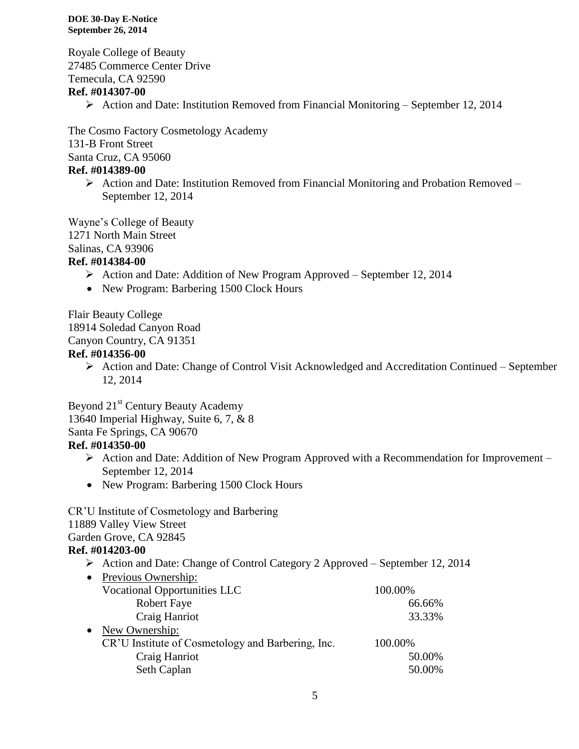Royale College of Beauty
27485 Commerce Center Drive
Temecula, CA 92590
**Ref. #014307-00**

- Action and Date: Institution Removed from Financial Monitoring – September 12, 2014

The Cosmo Factory Cosmetology Academy
131-B Front Street
Santa Cruz, CA 95060
**Ref. #014389-00**

- Action and Date: Institution Removed from Financial Monitoring and Probation Removed – September 12, 2014

Wayne's College of Beauty
1271 North Main Street
Salinas, CA 93906
**Ref. #014384-00**

- Action and Date: Addition of New Program Approved – September 12, 2014
- New Program: Barbering 1500 Clock Hours

Flair Beauty College
18914 Soledad Canyon Road
Canyon Country, CA 91351
**Ref. #014356-00**

- Action and Date: Change of Control Visit Acknowledged and Accreditation Continued – September 12, 2014

Beyond 21st Century Beauty Academy
13640 Imperial Highway, Suite 6, 7, & 8
Santa Fe Springs, CA 90670
**Ref. #014350-00**

- Action and Date: Addition of New Program Approved with a Recommendation for Improvement – September 12, 2014
- New Program: Barbering 1500 Clock Hours

CR'U Institute of Cosmetology and Barbering
11889 Valley View Street
Garden Grove, CA 92845
**Ref. #014203-00**

- Action and Date: Change of Control Category 2 Approved – September 12, 2014
- Previous Ownership:
  - Vocational Opportunities LLC 100.00%
    - Robert Faye 66.66%
    - Craig Hanriot 33.33%
- New Ownership:
  - CR'U Institute of Cosmetology and Barbering, Inc. 100.00%
    - Craig Hanriot 50.00%
    - Seth Caplan 50.00%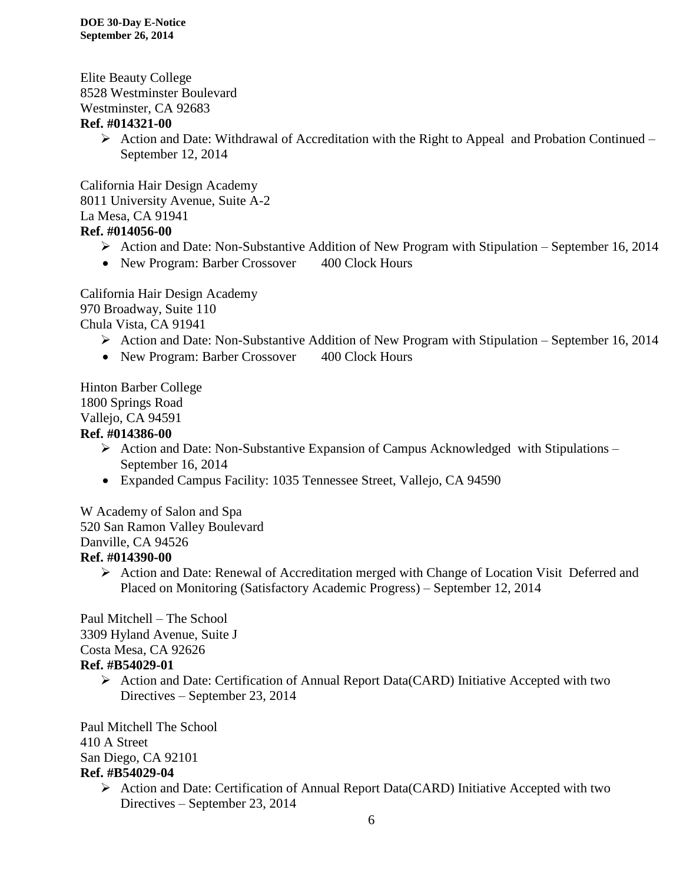Elite Beauty College
8528 Westminster Boulevard
Westminster, CA 92683
**Ref. #014321-00**

- Action and Date: Withdrawal of Accreditation with the Right to Appeal and Probation Continued – September 12, 2014

California Hair Design Academy
8011 University Avenue, Suite A-2
La Mesa, CA 91941
**Ref. #014056-00**

- Action and Date: Non-Substantive Addition of New Program with Stipulation – September 16, 2014
- New Program: Barber Crossover 400 Clock Hours

California Hair Design Academy
970 Broadway, Suite 110
Chula Vista, CA 91941

- Action and Date: Non-Substantive Addition of New Program with Stipulation – September 16, 2014
- New Program: Barber Crossover 400 Clock Hours

Hinton Barber College
1800 Springs Road
Vallejo, CA 94591
**Ref. #014386-00**

- Action and Date: Non-Substantive Expansion of Campus Acknowledged with Stipulations – September 16, 2014
- Expanded Campus Facility: 1035 Tennessee Street, Vallejo, CA 94590

W Academy of Salon and Spa
520 San Ramon Valley Boulevard
Danville, CA 94526
**Ref. #014390-00**

- Action and Date: Renewal of Accreditation merged with Change of Location Visit Deferred and Placed on Monitoring (Satisfactory Academic Progress) – September 12, 2014

Paul Mitchell – The School
3309 Hyland Avenue, Suite J
Costa Mesa, CA 92626
**Ref. #B54029-01**

- Action and Date: Certification of Annual Report Data(CARD) Initiative Accepted with two Directives – September 23, 2014

Paul Mitchell The School
410 A Street
San Diego, CA 92101
**Ref. #B54029-04**

- Action and Date: Certification of Annual Report Data(CARD) Initiative Accepted with two Directives – September 23, 2014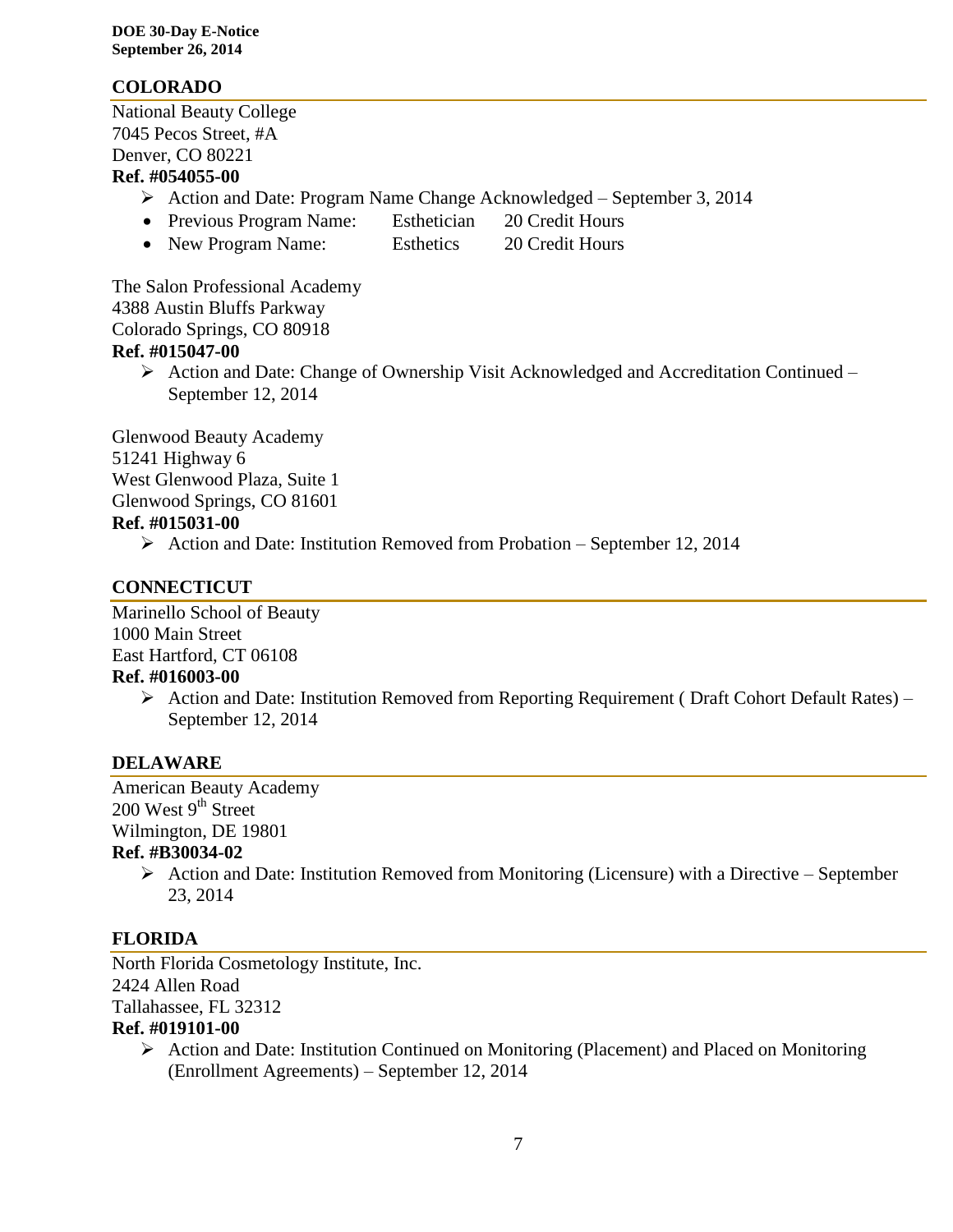## COLORADO

National Beauty College
7045 Pecos Street, #A
Denver, CO 80221

**Ref. #054055-00**

- Action and Date: Program Name Change Acknowledged – September 3, 2014
  - Previous Program Name: Esthetician 20 Credit Hours
  - New Program Name: Esthetics 20 Credit Hours

The Salon Professional Academy
4388 Austin Bluffs Parkway
Colorado Springs, CO 80918

**Ref. #015047-00**

- Action and Date: Change of Ownership Visit Acknowledged and Accreditation Continued – September 12, 2014

Glenwood Beauty Academy
51241 Highway 6
West Glenwood Plaza, Suite 1
Glenwood Springs, CO 81601

**Ref. #015031-00**

- Action and Date: Institution Removed from Probation – September 12, 2014

## CONNECTICUT

Marinello School of Beauty
1000 Main Street
East Hartford, CT 06108

**Ref. #016003-00**

- Action and Date: Institution Removed from Reporting Requirement ( Draft Cohort Default Rates) – September 12, 2014

## DELAWARE

American Beauty Academy
200 West 9th Street
Wilmington, DE 19801

**Ref. #B30034-02**

- Action and Date: Institution Removed from Monitoring (Licensure) with a Directive – September 23, 2014

## FLORIDA

North Florida Cosmetology Institute, Inc.
2424 Allen Road
Tallahassee, FL 32312

**Ref. #019101-00**

- Action and Date: Institution Continued on Monitoring (Placement) and Placed on Monitoring (Enrollment Agreements) – September 12, 2014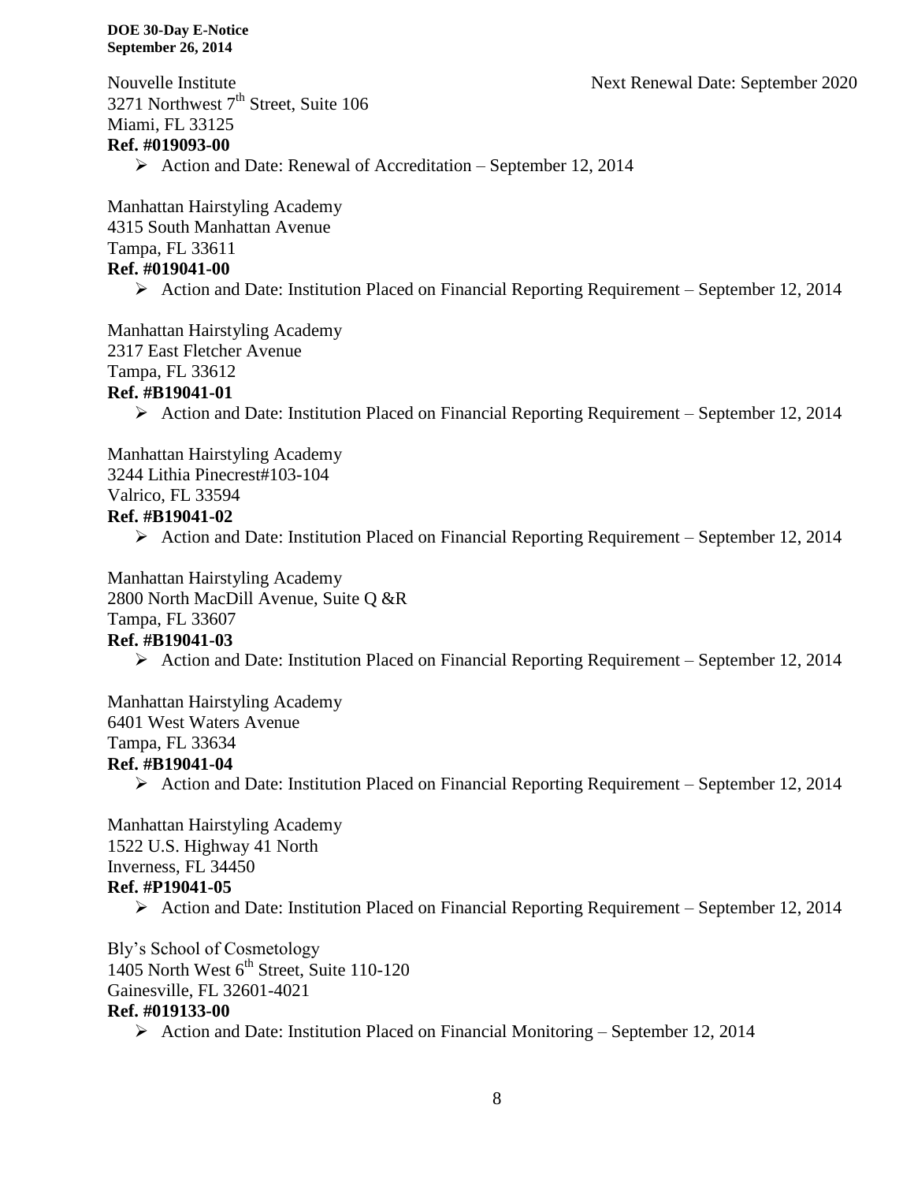Nouvelle Institute Next Renewal Date: September 2020
3271 Northwest 7th Street, Suite 106
Miami, FL 33125
**Ref. #019093-00**

- Action and Date: Renewal of Accreditation – September 12, 2014

Manhattan Hairstyling Academy
4315 South Manhattan Avenue
Tampa, FL 33611
**Ref. #019041-00**

- Action and Date: Institution Placed on Financial Reporting Requirement – September 12, 2014

Manhattan Hairstyling Academy
2317 East Fletcher Avenue
Tampa, FL 33612
**Ref. #B19041-01**

- Action and Date: Institution Placed on Financial Reporting Requirement – September 12, 2014

Manhattan Hairstyling Academy
3244 Lithia Pinecrest#103-104
Valrico, FL 33594
**Ref. #B19041-02**

- Action and Date: Institution Placed on Financial Reporting Requirement – September 12, 2014

Manhattan Hairstyling Academy
2800 North MacDill Avenue, Suite Q &R
Tampa, FL 33607
**Ref. #B19041-03**

- Action and Date: Institution Placed on Financial Reporting Requirement – September 12, 2014

Manhattan Hairstyling Academy
6401 West Waters Avenue
Tampa, FL 33634
**Ref. #B19041-04**

- Action and Date: Institution Placed on Financial Reporting Requirement – September 12, 2014

Manhattan Hairstyling Academy
1522 U.S. Highway 41 North
Inverness, FL 34450
**Ref. #P19041-05**

- Action and Date: Institution Placed on Financial Reporting Requirement – September 12, 2014

Bly's School of Cosmetology
1405 North West 6th Street, Suite 110-120
Gainesville, FL 32601-4021
**Ref. #019133-00**

- Action and Date: Institution Placed on Financial Monitoring – September 12, 2014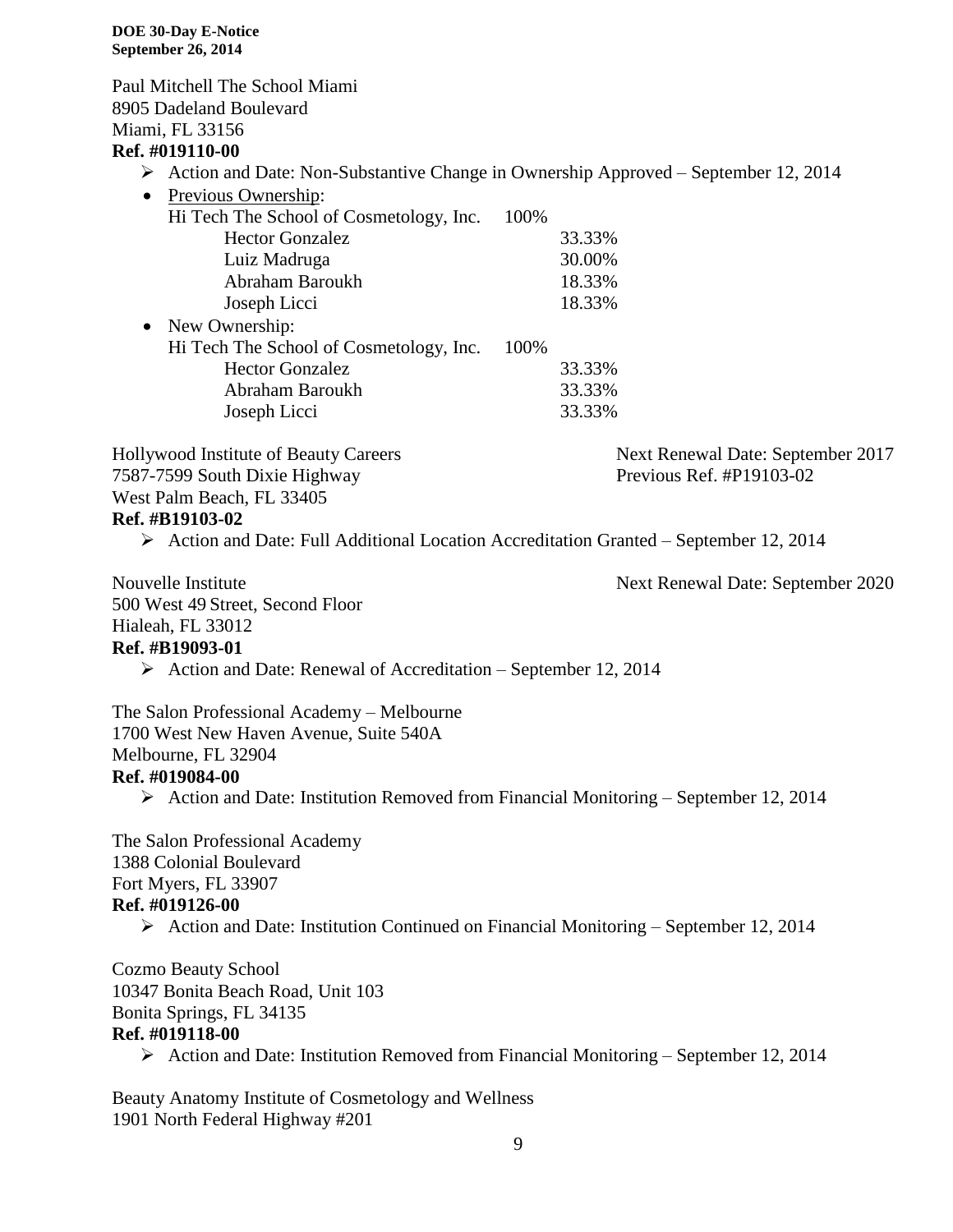Paul Mitchell The School Miami
8905 Dadeland Boulevard
Miami, FL 33156
**Ref. #019110-00**

- Action and Date: Non-Substantive Change in Ownership Approved – September 12, 2014
- Previous Ownership:

| | | |
|---|---|---|
| Hi Tech The School of Cosmetology, Inc. | 100% | |
| Hector Gonzalez | | 33.33% |
| Luiz Madruga | | 30.00% |
| Abraham Baroukh | | 18.33% |
| Joseph Licci | | 18.33% |

- New Ownership:

| | | |
|---|---|---|
| Hi Tech The School of Cosmetology, Inc. | 100% | |
| Hector Gonzalez | | 33.33% |
| Abraham Baroukh | | 33.33% |
| Joseph Licci | | 33.33% |

Hollywood Institute of Beauty Careers
7587-7599 South Dixie Highway
West Palm Beach, FL 33405
**Ref. #B19103-02**

Next Renewal Date: September 2017
Previous Ref. #P19103-02

- Action and Date: Full Additional Location Accreditation Granted – September 12, 2014

Nouvelle Institute
500 West 49 Street, Second Floor
Hialeah, FL 33012
**Ref. #B19093-01**

Next Renewal Date: September 2020

- Action and Date: Renewal of Accreditation – September 12, 2014

The Salon Professional Academy – Melbourne
1700 West New Haven Avenue, Suite 540A
Melbourne, FL 32904
**Ref. #019084-00**

- Action and Date: Institution Removed from Financial Monitoring – September 12, 2014

The Salon Professional Academy
1388 Colonial Boulevard
Fort Myers, FL 33907
**Ref. #019126-00**

- Action and Date: Institution Continued on Financial Monitoring – September 12, 2014

Cozmo Beauty School
10347 Bonita Beach Road, Unit 103
Bonita Springs, FL 34135
**Ref. #019118-00**

- Action and Date: Institution Removed from Financial Monitoring – September 12, 2014

Beauty Anatomy Institute of Cosmetology and Wellness
1901 North Federal Highway #201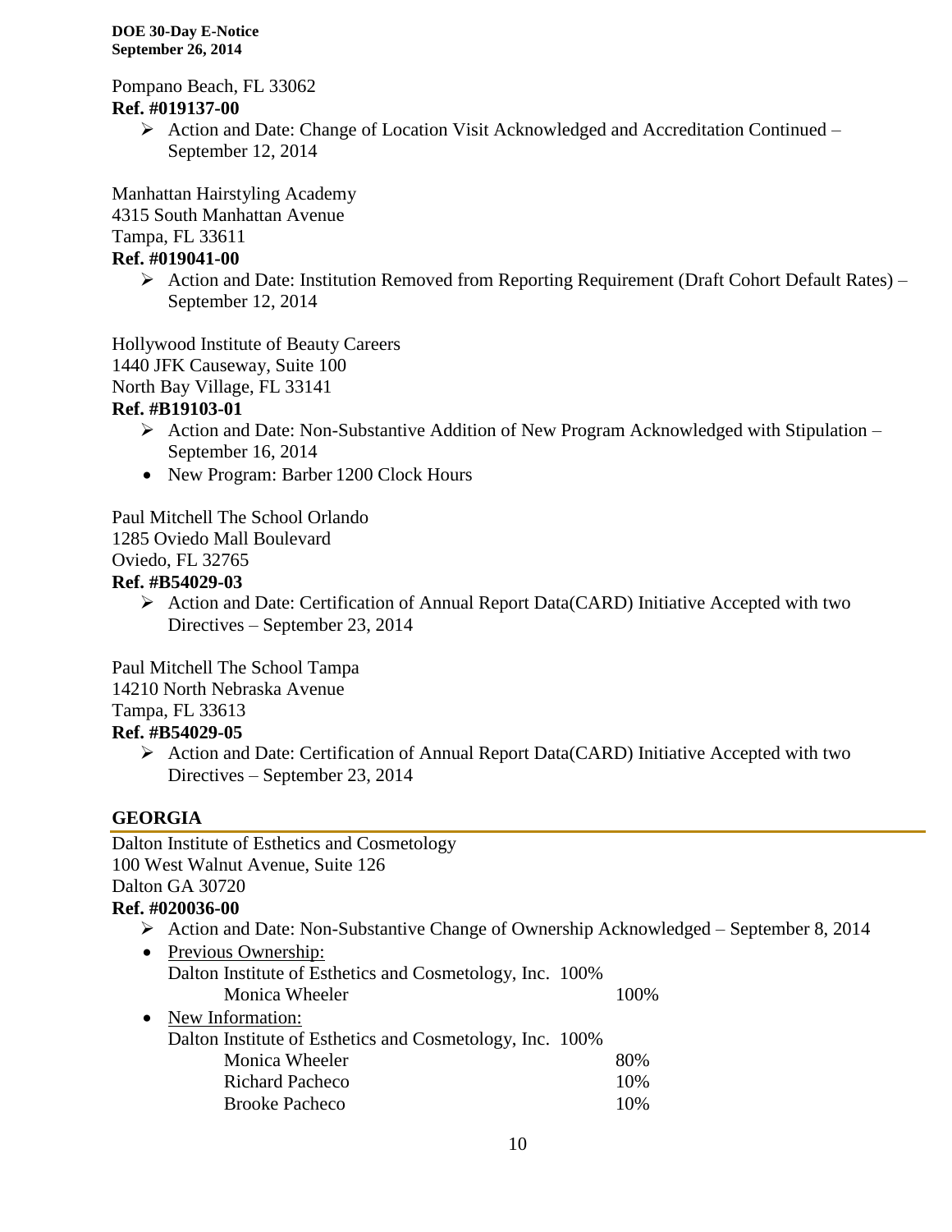Pompano Beach, FL 33062

**Ref. #019137-00**

- Action and Date: Change of Location Visit Acknowledged and Accreditation Continued – September 12, 2014

Manhattan Hairstyling Academy
4315 South Manhattan Avenue
Tampa, FL 33611

**Ref. #019041-00**

- Action and Date: Institution Removed from Reporting Requirement (Draft Cohort Default Rates) – September 12, 2014

Hollywood Institute of Beauty Careers
1440 JFK Causeway, Suite 100
North Bay Village, FL 33141

**Ref. #B19103-01**

- Action and Date: Non-Substantive Addition of New Program Acknowledged with Stipulation – September 16, 2014
- New Program: Barber 1200 Clock Hours

Paul Mitchell The School Orlando
1285 Oviedo Mall Boulevard
Oviedo, FL 32765

**Ref. #B54029-03**

- Action and Date: Certification of Annual Report Data(CARD) Initiative Accepted with two Directives – September 23, 2014

Paul Mitchell The School Tampa
14210 North Nebraska Avenue
Tampa, FL 33613

**Ref. #B54029-05**

- Action and Date: Certification of Annual Report Data(CARD) Initiative Accepted with two Directives – September 23, 2014

## GEORGIA

Dalton Institute of Esthetics and Cosmetology
100 West Walnut Avenue, Suite 126
Dalton GA 30720

**Ref. #020036-00**

- Action and Date: Non-Substantive Change of Ownership Acknowledged – September 8, 2014
- Previous Ownership:
  Dalton Institute of Esthetics and Cosmetology, Inc. 100%
  - Monica Wheeler 100%
- New Information:
  Dalton Institute of Esthetics and Cosmetology, Inc. 100%
  - Monica Wheeler 80%
  - Richard Pacheco 10%
  - Brooke Pacheco 10%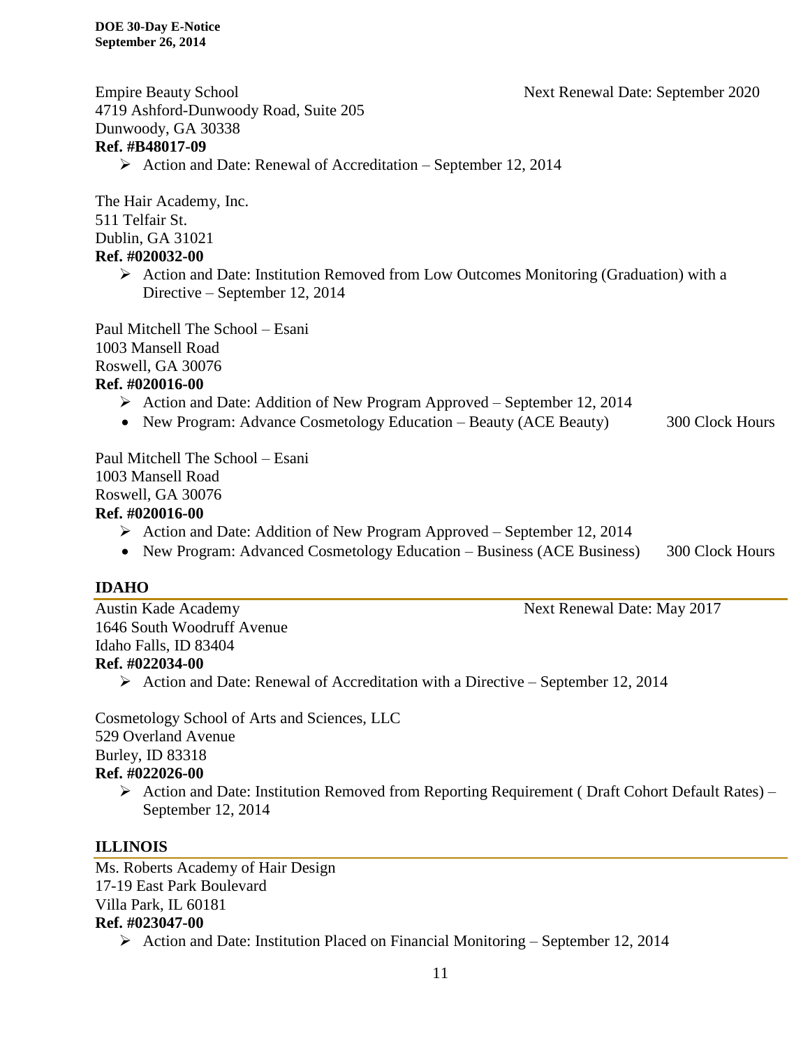Empire Beauty School — Next Renewal Date: September 2020
4719 Ashford-Dunwoody Road, Suite 205
Dunwoody, GA 30338
**Ref. #B48017-09**

- Action and Date: Renewal of Accreditation – September 12, 2014

The Hair Academy, Inc.
511 Telfair St.
Dublin, GA 31021
**Ref. #020032-00**

- Action and Date: Institution Removed from Low Outcomes Monitoring (Graduation) with a Directive – September 12, 2014

Paul Mitchell The School – Esani
1003 Mansell Road
Roswell, GA 30076
**Ref. #020016-00**

- Action and Date: Addition of New Program Approved – September 12, 2014
- New Program: Advance Cosmetology Education – Beauty (ACE Beauty) — 300 Clock Hours

Paul Mitchell The School – Esani
1003 Mansell Road
Roswell, GA 30076
**Ref. #020016-00**

- Action and Date: Addition of New Program Approved – September 12, 2014
- New Program: Advanced Cosmetology Education – Business (ACE Business) — 300 Clock Hours

## IDAHO

Austin Kade Academy — Next Renewal Date: May 2017
1646 South Woodruff Avenue
Idaho Falls, ID 83404
**Ref. #022034-00**

- Action and Date: Renewal of Accreditation with a Directive – September 12, 2014

Cosmetology School of Arts and Sciences, LLC
529 Overland Avenue
Burley, ID 83318
**Ref. #022026-00**

- Action and Date: Institution Removed from Reporting Requirement ( Draft Cohort Default Rates) – September 12, 2014

## ILLINOIS

Ms. Roberts Academy of Hair Design
17-19 East Park Boulevard
Villa Park, IL 60181
**Ref. #023047-00**

- Action and Date: Institution Placed on Financial Monitoring – September 12, 2014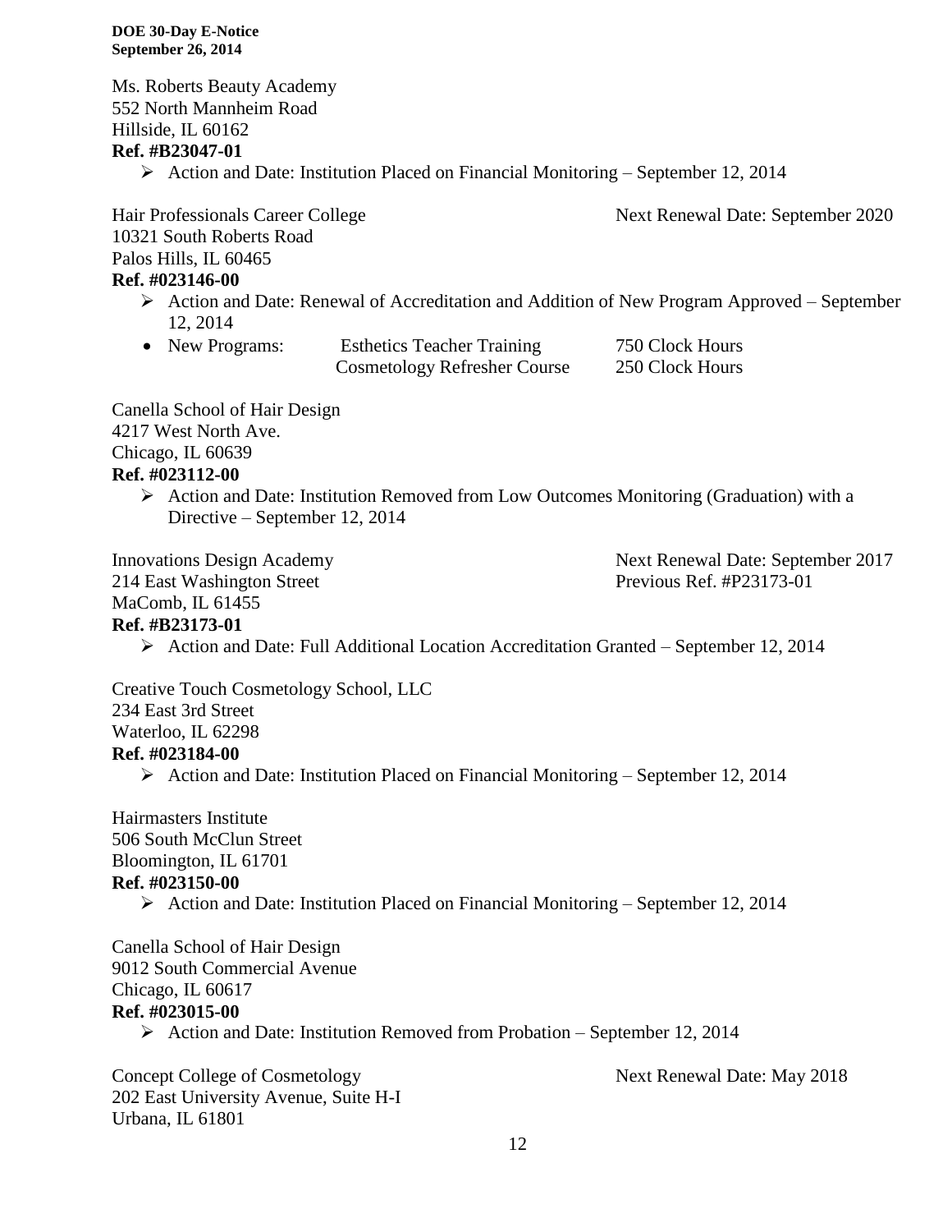Ms. Roberts Beauty Academy
552 North Mannheim Road
Hillside, IL 60162
**Ref. #B23047-01**

- Action and Date: Institution Placed on Financial Monitoring – September 12, 2014

Hair Professionals Career College
Next Renewal Date: September 2020
10321 South Roberts Road
Palos Hills, IL 60465
**Ref. #023146-00**

- Action and Date: Renewal of Accreditation and Addition of New Program Approved – September 12, 2014
- New Programs:
  - Esthetics Teacher Training 750 Clock Hours
  - Cosmetology Refresher Course 250 Clock Hours

Canella School of Hair Design
4217 West North Ave.
Chicago, IL 60639
**Ref. #023112-00**

- Action and Date: Institution Removed from Low Outcomes Monitoring (Graduation) with a Directive – September 12, 2014

Innovations Design Academy
Next Renewal Date: September 2017
214 East Washington Street
Previous Ref. #P23173-01
MaComb, IL 61455
**Ref. #B23173-01**

- Action and Date: Full Additional Location Accreditation Granted – September 12, 2014

Creative Touch Cosmetology School, LLC
234 East 3rd Street
Waterloo, IL 62298
**Ref. #023184-00**

- Action and Date: Institution Placed on Financial Monitoring – September 12, 2014

Hairmasters Institute
506 South McClun Street
Bloomington, IL 61701
**Ref. #023150-00**

- Action and Date: Institution Placed on Financial Monitoring – September 12, 2014

Canella School of Hair Design
9012 South Commercial Avenue
Chicago, IL 60617
**Ref. #023015-00**

- Action and Date: Institution Removed from Probation – September 12, 2014

Concept College of Cosmetology
Next Renewal Date: May 2018
202 East University Avenue, Suite H-I
Urbana, IL 61801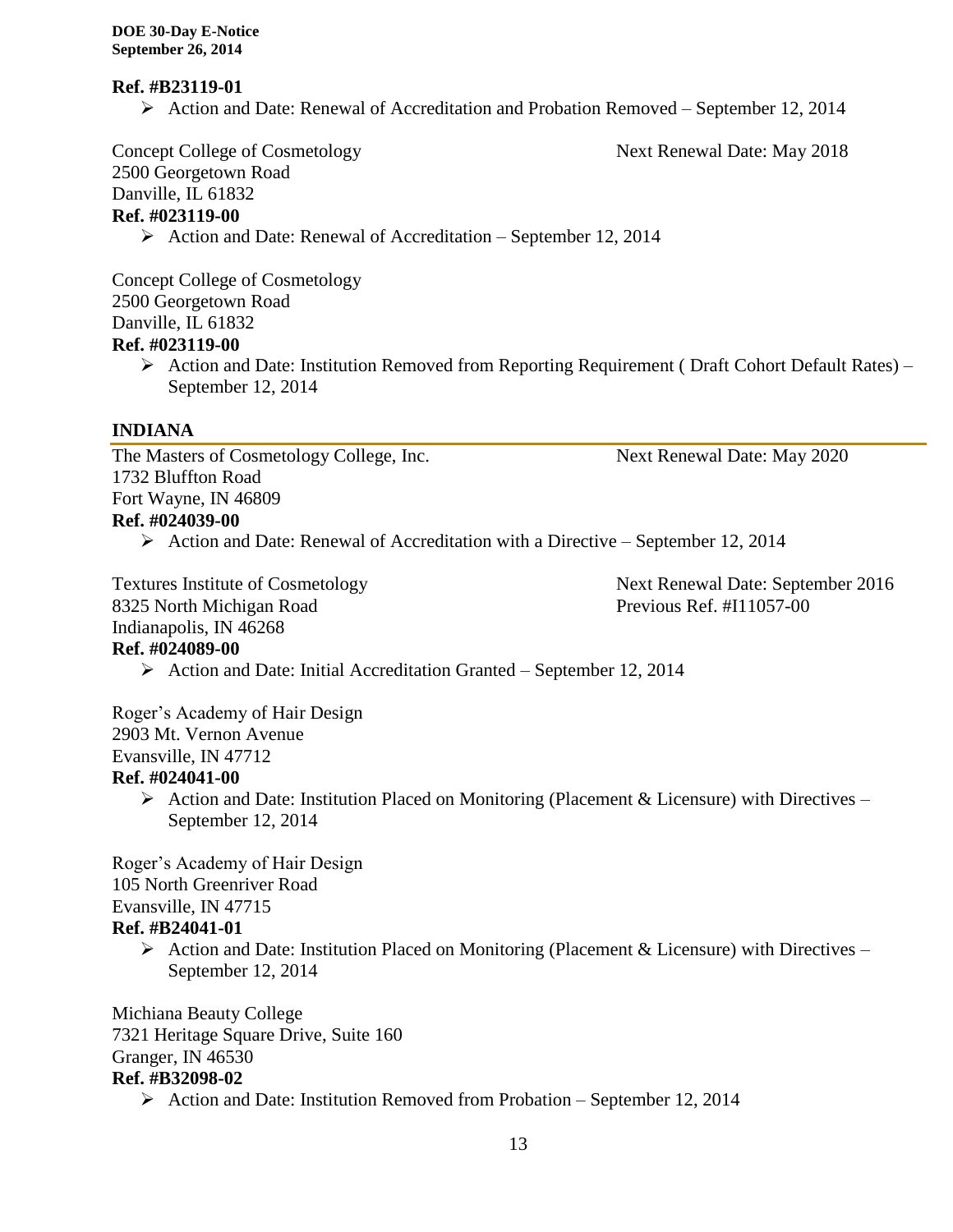**Ref. #B23119-01**

- Action and Date: Renewal of Accreditation and Probation Removed – September 12, 2014

Concept College of Cosmetology
2500 Georgetown Road
Danville, IL 61832
Next Renewal Date: May 2018

**Ref. #023119-00**

- Action and Date: Renewal of Accreditation – September 12, 2014

Concept College of Cosmetology
2500 Georgetown Road
Danville, IL 61832

**Ref. #023119-00**

- Action and Date: Institution Removed from Reporting Requirement ( Draft Cohort Default Rates) – September 12, 2014

## INDIANA

The Masters of Cosmetology College, Inc.
1732 Bluffton Road
Fort Wayne, IN 46809
Next Renewal Date: May 2020

**Ref. #024039-00**

- Action and Date: Renewal of Accreditation with a Directive – September 12, 2014

Textures Institute of Cosmetology
8325 North Michigan Road
Indianapolis, IN 46268
Next Renewal Date: September 2016
Previous Ref. #I11057-00

**Ref. #024089-00**

- Action and Date: Initial Accreditation Granted – September 12, 2014

Roger's Academy of Hair Design
2903 Mt. Vernon Avenue
Evansville, IN 47712

**Ref. #024041-00**

- Action and Date: Institution Placed on Monitoring (Placement & Licensure) with Directives – September 12, 2014

Roger's Academy of Hair Design
105 North Greenriver Road
Evansville, IN 47715

**Ref. #B24041-01**

- Action and Date: Institution Placed on Monitoring (Placement & Licensure) with Directives – September 12, 2014

Michiana Beauty College
7321 Heritage Square Drive, Suite 160
Granger, IN 46530

**Ref. #B32098-02**

- Action and Date: Institution Removed from Probation – September 12, 2014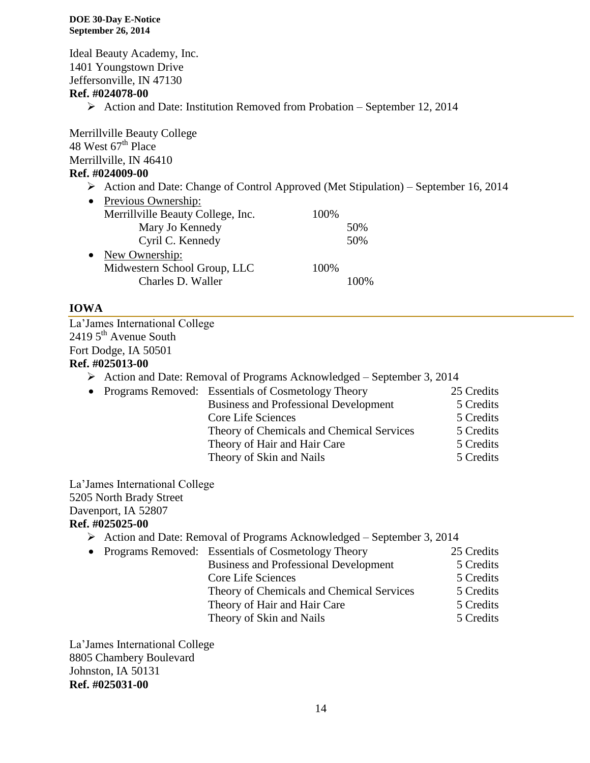Ideal Beauty Academy, Inc.
1401 Youngstown Drive
Jeffersonville, IN 47130
**Ref. #024078-00**

- Action and Date: Institution Removed from Probation – September 12, 2014

Merrillville Beauty College
48 West 67th Place
Merrillville, IN 46410
**Ref. #024009-00**

- Action and Date: Change of Control Approved (Met Stipulation) – September 16, 2014
- Previous Ownership:

| | | |
|---|---|---|
| Merrillville Beauty College, Inc. | 100% | |
| Mary Jo Kennedy | | 50% |
| Cyril C. Kennedy | | 50% |

- New Ownership:

| | | |
|---|---|---|
| Midwestern School Group, LLC | 100% | |
| Charles D. Waller | | 100% |

## IOWA

La'James International College
2419 5th Avenue South
Fort Dodge, IA 50501
**Ref. #025013-00**

- Action and Date: Removal of Programs Acknowledged – September 3, 2014
- Programs Removed:

| Program | Credits |
|---|---|
| Essentials of Cosmetology Theory | 25 Credits |
| Business and Professional Development | 5 Credits |
| Core Life Sciences | 5 Credits |
| Theory of Chemicals and Chemical Services | 5 Credits |
| Theory of Hair and Hair Care | 5 Credits |
| Theory of Skin and Nails | 5 Credits |

La'James International College
5205 North Brady Street
Davenport, IA 52807
**Ref. #025025-00**

- Action and Date: Removal of Programs Acknowledged – September 3, 2014
- Programs Removed:

| Program | Credits |
|---|---|
| Essentials of Cosmetology Theory | 25 Credits |
| Business and Professional Development | 5 Credits |
| Core Life Sciences | 5 Credits |
| Theory of Chemicals and Chemical Services | 5 Credits |
| Theory of Hair and Hair Care | 5 Credits |
| Theory of Skin and Nails | 5 Credits |

La'James International College
8805 Chambery Boulevard
Johnston, IA 50131
**Ref. #025031-00**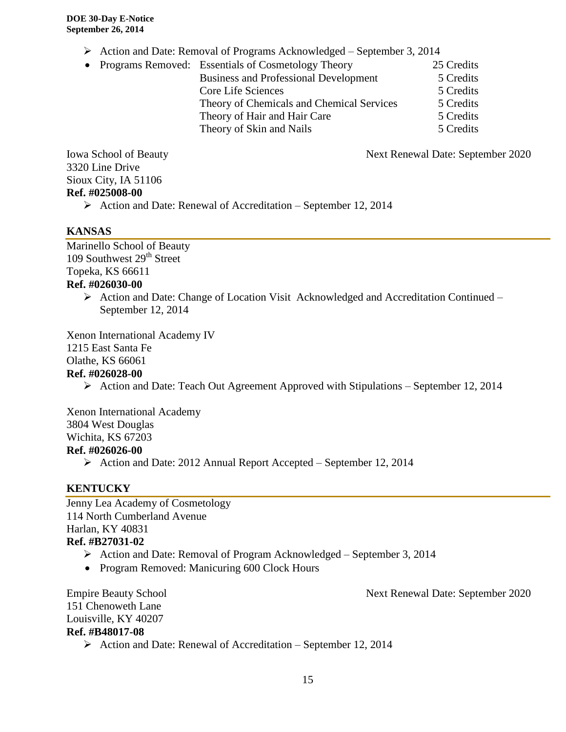- Action and Date: Removal of Programs Acknowledged – September 3, 2014

- Programs Removed:

| Program | Credits |
| --- | --- |
| Essentials of Cosmetology Theory | 25 Credits |
| Business and Professional Development | 5 Credits |
| Core Life Sciences | 5 Credits |
| Theory of Chemicals and Chemical Services | 5 Credits |
| Theory of Hair and Hair Care | 5 Credits |
| Theory of Skin and Nails | 5 Credits |

Iowa School of Beauty — Next Renewal Date: September 2020
3320 Line Drive
Sioux City, IA 51106
**Ref. #025008-00**

- Action and Date: Renewal of Accreditation – September 12, 2014

## KANSAS

Marinello School of Beauty
109 Southwest 29th Street
Topeka, KS 66611
**Ref. #026030-00**

- Action and Date: Change of Location Visit Acknowledged and Accreditation Continued – September 12, 2014

Xenon International Academy IV
1215 East Santa Fe
Olathe, KS 66061
**Ref. #026028-00**

- Action and Date: Teach Out Agreement Approved with Stipulations – September 12, 2014

Xenon International Academy
3804 West Douglas
Wichita, KS 67203
**Ref. #026026-00**

- Action and Date: 2012 Annual Report Accepted – September 12, 2014

## KENTUCKY

Jenny Lea Academy of Cosmetology
114 North Cumberland Avenue
Harlan, KY 40831
**Ref. #B27031-02**

- Action and Date: Removal of Program Acknowledged – September 3, 2014
- Program Removed: Manicuring 600 Clock Hours

Empire Beauty School — Next Renewal Date: September 2020
151 Chenoweth Lane
Louisville, KY 40207
**Ref. #B48017-08**

- Action and Date: Renewal of Accreditation – September 12, 2014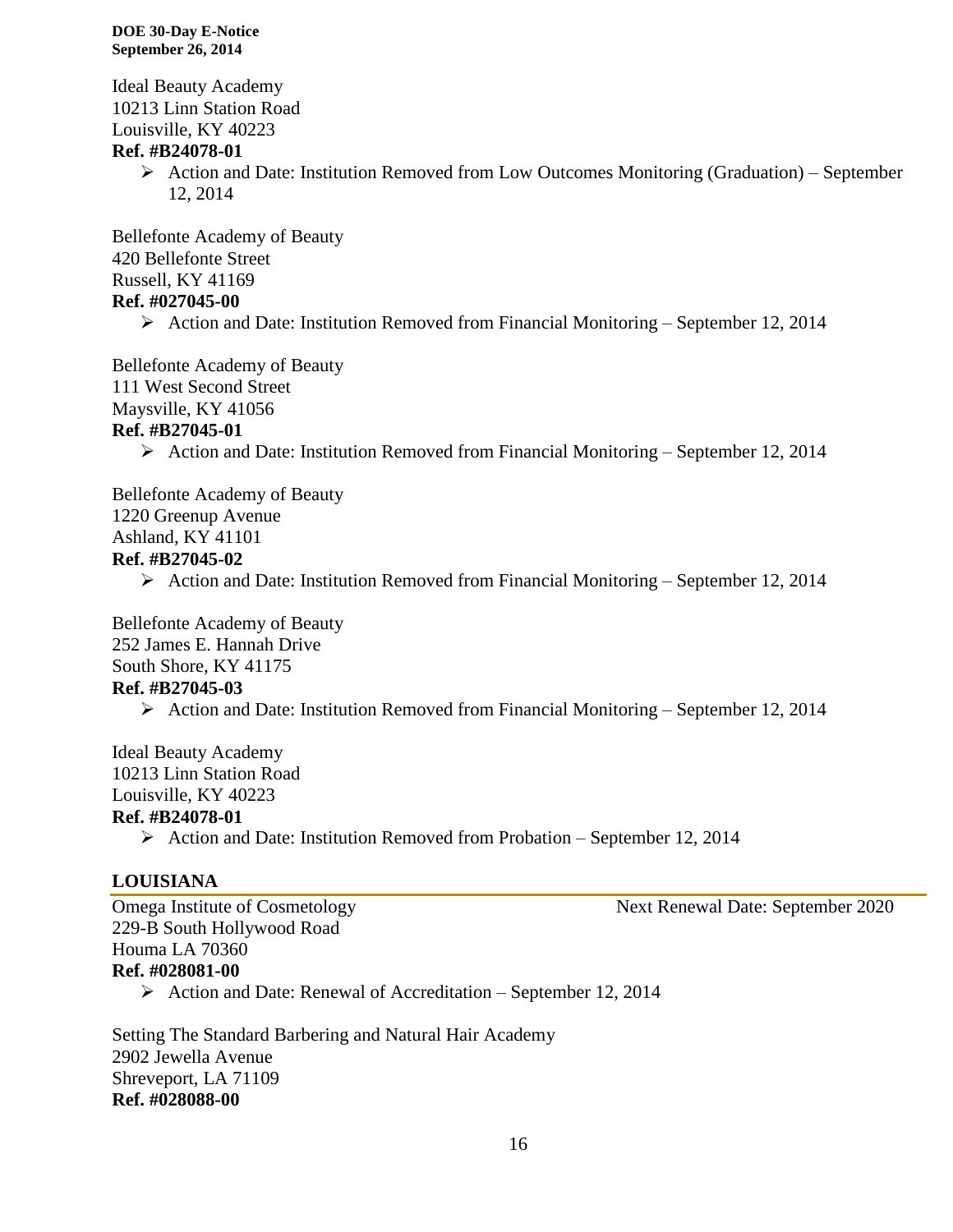Ideal Beauty Academy
10213 Linn Station Road
Louisville, KY 40223
**Ref. #B24078-01**

- Action and Date: Institution Removed from Low Outcomes Monitoring (Graduation) – September 12, 2014

Bellefonte Academy of Beauty
420 Bellefonte Street
Russell, KY 41169
**Ref. #027045-00**

- Action and Date: Institution Removed from Financial Monitoring – September 12, 2014

Bellefonte Academy of Beauty
111 West Second Street
Maysville, KY 41056
**Ref. #B27045-01**

- Action and Date: Institution Removed from Financial Monitoring – September 12, 2014

Bellefonte Academy of Beauty
1220 Greenup Avenue
Ashland, KY 41101
**Ref. #B27045-02**

- Action and Date: Institution Removed from Financial Monitoring – September 12, 2014

Bellefonte Academy of Beauty
252 James E. Hannah Drive
South Shore, KY 41175
**Ref. #B27045-03**

- Action and Date: Institution Removed from Financial Monitoring – September 12, 2014

Ideal Beauty Academy
10213 Linn Station Road
Louisville, KY 40223
**Ref. #B24078-01**

- Action and Date: Institution Removed from Probation – September 12, 2014

## LOUISIANA

Omega Institute of Cosmetology — Next Renewal Date: September 2020
229-B South Hollywood Road
Houma LA 70360
**Ref. #028081-00**

- Action and Date: Renewal of Accreditation – September 12, 2014

Setting The Standard Barbering and Natural Hair Academy
2902 Jewella Avenue
Shreveport, LA 71109
**Ref. #028088-00**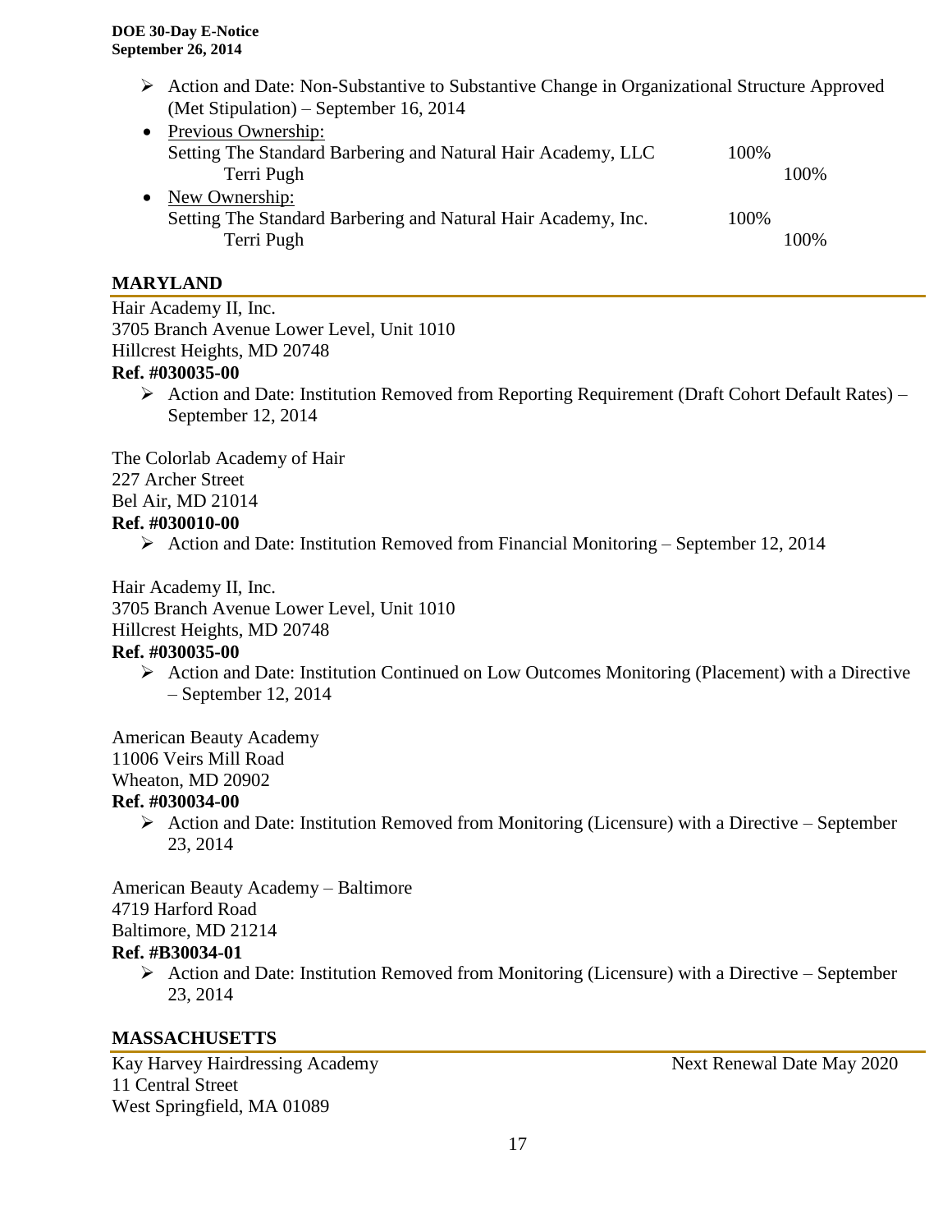- Action and Date: Non-Substantive to Substantive Change in Organizational Structure Approved (Met Stipulation) – September 16, 2014
- Previous Ownership:
  Setting The Standard Barbering and Natural Hair Academy, LLC 100%
  Terri Pugh 100%
- New Ownership:
  Setting The Standard Barbering and Natural Hair Academy, Inc. 100%
  Terri Pugh 100%

## MARYLAND

Hair Academy II, Inc.
3705 Branch Avenue Lower Level, Unit 1010
Hillcrest Heights, MD 20748
**Ref. #030035-00**

- Action and Date: Institution Removed from Reporting Requirement (Draft Cohort Default Rates) – September 12, 2014

The Colorlab Academy of Hair
227 Archer Street
Bel Air, MD 21014
**Ref. #030010-00**

- Action and Date: Institution Removed from Financial Monitoring – September 12, 2014

Hair Academy II, Inc.
3705 Branch Avenue Lower Level, Unit 1010
Hillcrest Heights, MD 20748
**Ref. #030035-00**

- Action and Date: Institution Continued on Low Outcomes Monitoring (Placement) with a Directive – September 12, 2014

American Beauty Academy
11006 Veirs Mill Road
Wheaton, MD 20902
**Ref. #030034-00**

- Action and Date: Institution Removed from Monitoring (Licensure) with a Directive – September 23, 2014

American Beauty Academy – Baltimore
4719 Harford Road
Baltimore, MD 21214
**Ref. #B30034-01**

- Action and Date: Institution Removed from Monitoring (Licensure) with a Directive – September 23, 2014

## MASSACHUSETTS

Kay Harvey Hairdressing Academy — Next Renewal Date May 2020
11 Central Street
West Springfield, MA 01089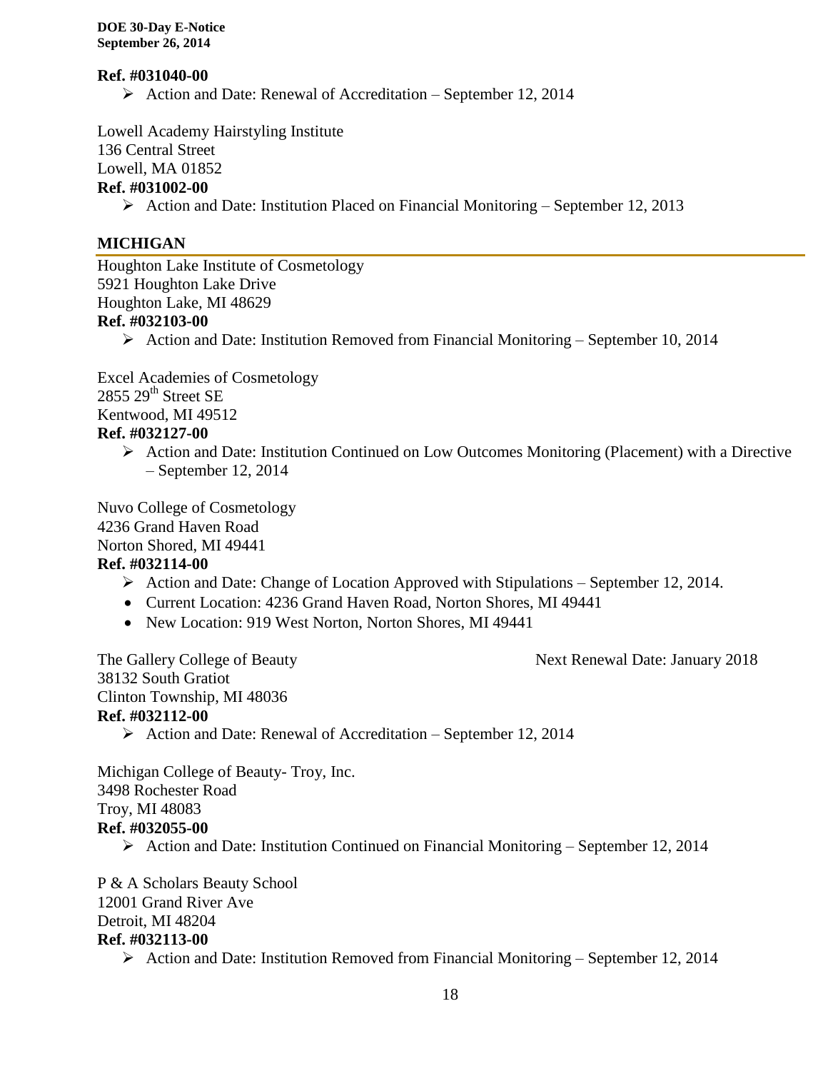**Ref. #031040-00**

- Action and Date: Renewal of Accreditation – September 12, 2014

Lowell Academy Hairstyling Institute
136 Central Street
Lowell, MA 01852
**Ref. #031002-00**

- Action and Date: Institution Placed on Financial Monitoring – September 12, 2013

## MICHIGAN

Houghton Lake Institute of Cosmetology
5921 Houghton Lake Drive
Houghton Lake, MI 48629
**Ref. #032103-00**

- Action and Date: Institution Removed from Financial Monitoring – September 10, 2014

Excel Academies of Cosmetology
2855 29th Street SE
Kentwood, MI 49512
**Ref. #032127-00**

- Action and Date: Institution Continued on Low Outcomes Monitoring (Placement) with a Directive – September 12, 2014

Nuvo College of Cosmetology
4236 Grand Haven Road
Norton Shored, MI 49441
**Ref. #032114-00**

- Action and Date: Change of Location Approved with Stipulations – September 12, 2014.
- Current Location: 4236 Grand Haven Road, Norton Shores, MI 49441
- New Location: 919 West Norton, Norton Shores, MI 49441

The Gallery College of Beauty — Next Renewal Date: January 2018
38132 South Gratiot
Clinton Township, MI 48036
**Ref. #032112-00**

- Action and Date: Renewal of Accreditation – September 12, 2014

Michigan College of Beauty- Troy, Inc.
3498 Rochester Road
Troy, MI 48083
**Ref. #032055-00**

- Action and Date: Institution Continued on Financial Monitoring – September 12, 2014

P & A Scholars Beauty School
12001 Grand River Ave
Detroit, MI 48204
**Ref. #032113-00**

- Action and Date: Institution Removed from Financial Monitoring – September 12, 2014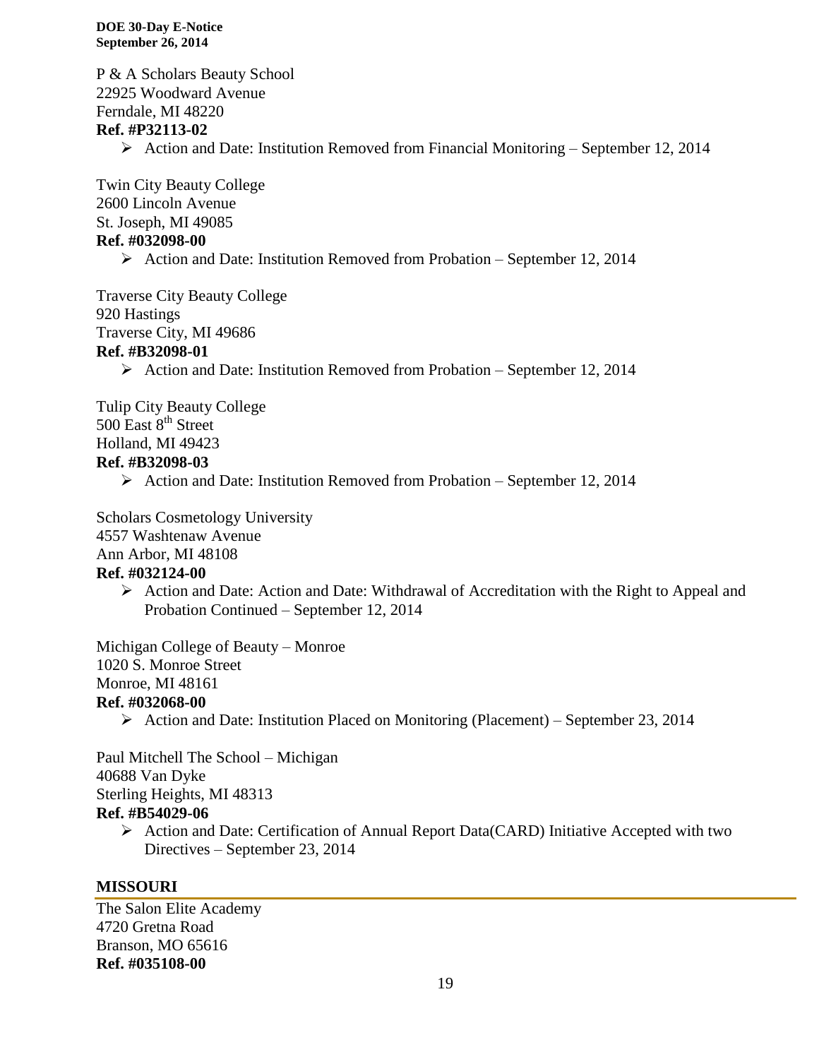P & A Scholars Beauty School
22925 Woodward Avenue
Ferndale, MI 48220
**Ref. #P32113-02**

- Action and Date: Institution Removed from Financial Monitoring – September 12, 2014

Twin City Beauty College
2600 Lincoln Avenue
St. Joseph, MI 49085
**Ref. #032098-00**

- Action and Date: Institution Removed from Probation – September 12, 2014

Traverse City Beauty College
920 Hastings
Traverse City, MI 49686
**Ref. #B32098-01**

- Action and Date: Institution Removed from Probation – September 12, 2014

Tulip City Beauty College
500 East 8th Street
Holland, MI 49423
**Ref. #B32098-03**

- Action and Date: Institution Removed from Probation – September 12, 2014

Scholars Cosmetology University
4557 Washtenaw Avenue
Ann Arbor, MI 48108
**Ref. #032124-00**

- Action and Date: Action and Date: Withdrawal of Accreditation with the Right to Appeal and Probation Continued – September 12, 2014

Michigan College of Beauty – Monroe
1020 S. Monroe Street
Monroe, MI 48161
**Ref. #032068-00**

- Action and Date: Institution Placed on Monitoring (Placement) – September 23, 2014

Paul Mitchell The School – Michigan
40688 Van Dyke
Sterling Heights, MI 48313
**Ref. #B54029-06**

- Action and Date: Certification of Annual Report Data(CARD) Initiative Accepted with two Directives – September 23, 2014

## MISSOURI

The Salon Elite Academy
4720 Gretna Road
Branson, MO 65616
**Ref. #035108-00**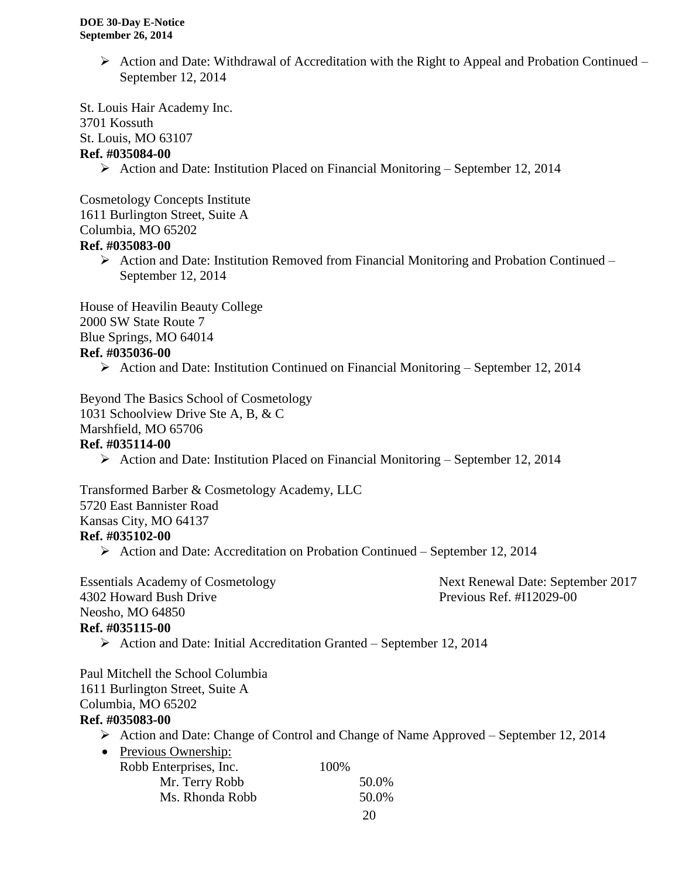- Action and Date: Withdrawal of Accreditation with the Right to Appeal and Probation Continued – September 12, 2014

St. Louis Hair Academy Inc.
3701 Kossuth
St. Louis, MO 63107
**Ref. #035084-00**

- Action and Date: Institution Placed on Financial Monitoring – September 12, 2014

Cosmetology Concepts Institute
1611 Burlington Street, Suite A
Columbia, MO 65202
**Ref. #035083-00**

- Action and Date: Institution Removed from Financial Monitoring and Probation Continued – September 12, 2014

House of Heavilin Beauty College
2000 SW State Route 7
Blue Springs, MO 64014
**Ref. #035036-00**

- Action and Date: Institution Continued on Financial Monitoring – September 12, 2014

Beyond The Basics School of Cosmetology
1031 Schoolview Drive Ste A, B, & C
Marshfield, MO 65706
**Ref. #035114-00**

- Action and Date: Institution Placed on Financial Monitoring – September 12, 2014

Transformed Barber & Cosmetology Academy, LLC
5720 East Bannister Road
Kansas City, MO 64137
**Ref. #035102-00**

- Action and Date: Accreditation on Probation Continued – September 12, 2014

Essentials Academy of Cosmetology
4302 Howard Bush Drive
Neosho, MO 64850
**Ref. #035115-00**

Next Renewal Date: September 2017
Previous Ref. #I12029-00

- Action and Date: Initial Accreditation Granted – September 12, 2014

Paul Mitchell the School Columbia
1611 Burlington Street, Suite A
Columbia, MO 65202
**Ref. #035083-00**

- Action and Date: Change of Control and Change of Name Approved – September 12, 2014
- Previous Ownership:

| | | |
|---|---|---|
| Robb Enterprises, Inc. | 100% | |
| Mr. Terry Robb | | 50.0% |
| Ms. Rhonda Robb | | 50.0% |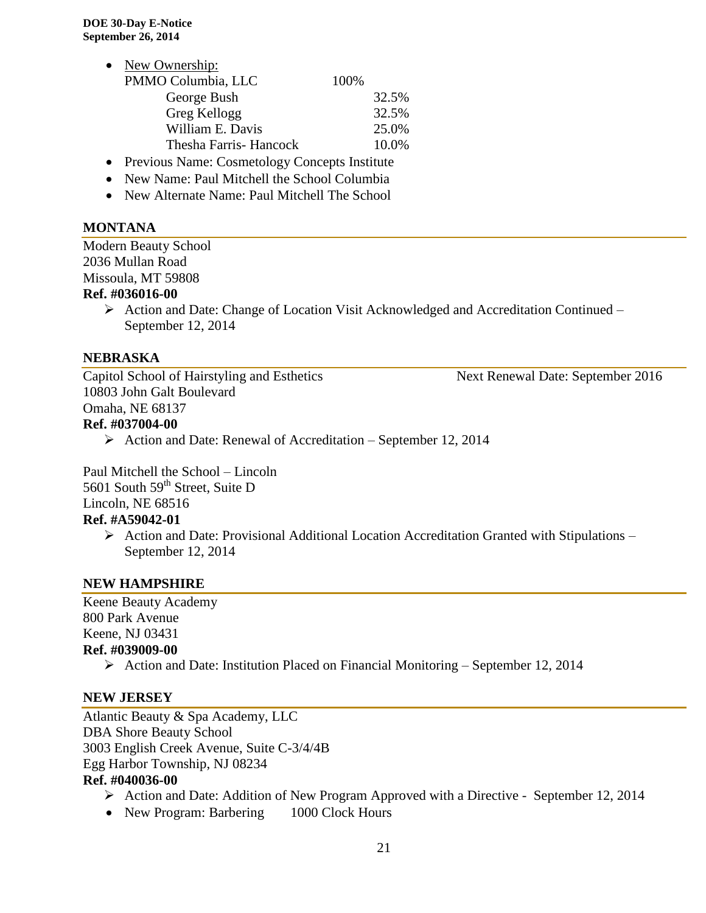- New Ownership:

| | | |
|---|---|---|
| PMMO Columbia, LLC | 100% | |
| George Bush | | 32.5% |
| Greg Kellogg | | 32.5% |
| William E. Davis | | 25.0% |
| Thesha Farris- Hancock | | 10.0% |

- Previous Name: Cosmetology Concepts Institute
- New Name: Paul Mitchell the School Columbia
- New Alternate Name: Paul Mitchell The School

## MONTANA

Modern Beauty School
2036 Mullan Road
Missoula, MT 59808
**Ref. #036016-00**

- ➢ Action and Date: Change of Location Visit Acknowledged and Accreditation Continued – September 12, 2014

## NEBRASKA

Capitol School of Hairstyling and Esthetics — Next Renewal Date: September 2016
10803 John Galt Boulevard
Omaha, NE 68137
**Ref. #037004-00**

- ➢ Action and Date: Renewal of Accreditation – September 12, 2014

Paul Mitchell the School – Lincoln
5601 South 59th Street, Suite D
Lincoln, NE 68516
**Ref. #A59042-01**

- ➢ Action and Date: Provisional Additional Location Accreditation Granted with Stipulations – September 12, 2014

## NEW HAMPSHIRE

Keene Beauty Academy
800 Park Avenue
Keene, NJ 03431
**Ref. #039009-00**

- ➢ Action and Date: Institution Placed on Financial Monitoring – September 12, 2014

## NEW JERSEY

Atlantic Beauty & Spa Academy, LLC
DBA Shore Beauty School
3003 English Creek Avenue, Suite C-3/4/4B
Egg Harbor Township, NJ 08234
**Ref. #040036-00**

- ➢ Action and Date: Addition of New Program Approved with a Directive - September 12, 2014
- New Program: Barbering 1000 Clock Hours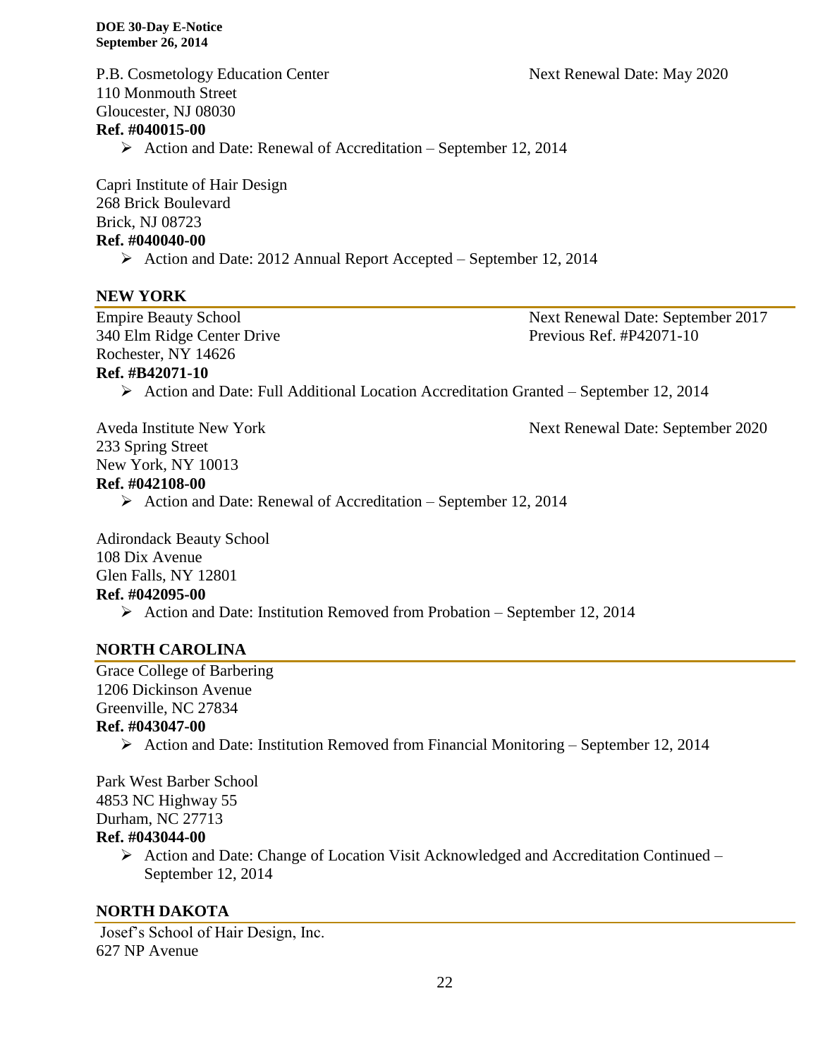P.B. Cosmetology Education Center — Next Renewal Date: May 2020
110 Monmouth Street
Gloucester, NJ 08030
**Ref. #040015-00**

- Action and Date: Renewal of Accreditation – September 12, 2014

Capri Institute of Hair Design
268 Brick Boulevard
Brick, NJ 08723
**Ref. #040040-00**

- Action and Date: 2012 Annual Report Accepted – September 12, 2014

## NEW YORK

Empire Beauty School — Next Renewal Date: September 2017
340 Elm Ridge Center Drive — Previous Ref. #P42071-10
Rochester, NY 14626
**Ref. #B42071-10**

- Action and Date: Full Additional Location Accreditation Granted – September 12, 2014

Aveda Institute New York — Next Renewal Date: September 2020
233 Spring Street
New York, NY 10013
**Ref. #042108-00**

- Action and Date: Renewal of Accreditation – September 12, 2014

Adirondack Beauty School
108 Dix Avenue
Glen Falls, NY 12801
**Ref. #042095-00**

- Action and Date: Institution Removed from Probation – September 12, 2014

## NORTH CAROLINA

Grace College of Barbering
1206 Dickinson Avenue
Greenville, NC 27834
**Ref. #043047-00**

- Action and Date: Institution Removed from Financial Monitoring – September 12, 2014

Park West Barber School
4853 NC Highway 55
Durham, NC 27713
**Ref. #043044-00**

- Action and Date: Change of Location Visit Acknowledged and Accreditation Continued – September 12, 2014

## NORTH DAKOTA

Josef's School of Hair Design, Inc.
627 NP Avenue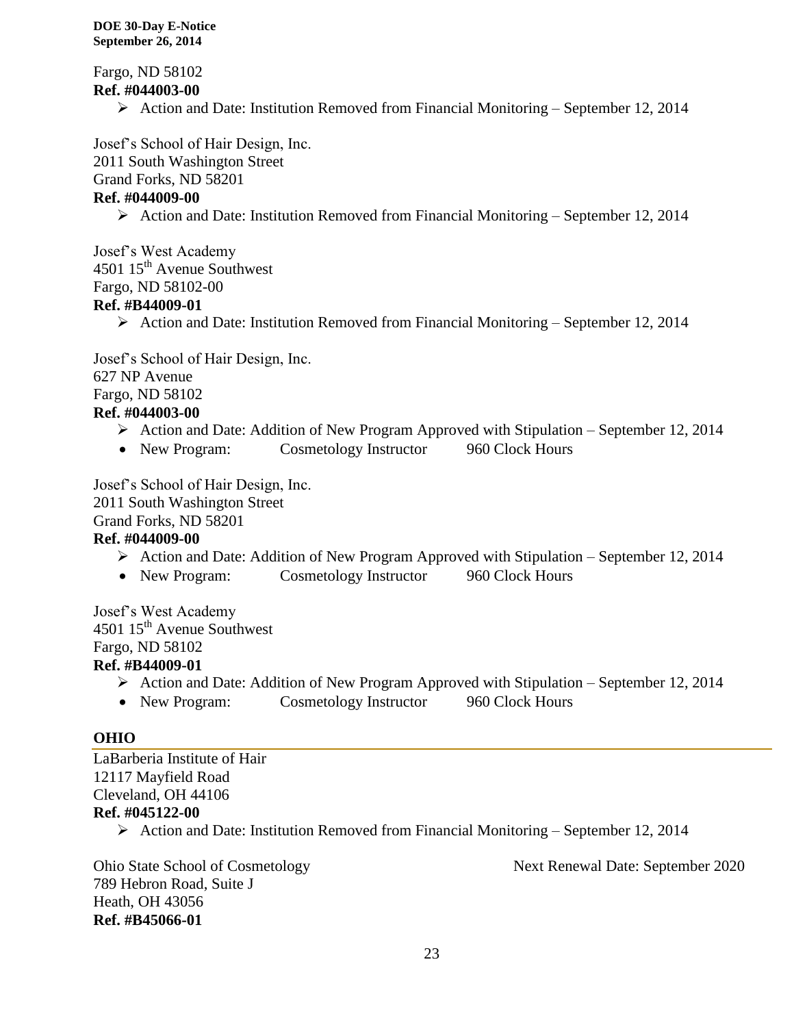Fargo, ND 58102
**Ref. #044003-00**

- Action and Date: Institution Removed from Financial Monitoring – September 12, 2014

Josef's School of Hair Design, Inc.
2011 South Washington Street
Grand Forks, ND 58201
**Ref. #044009-00**

- Action and Date: Institution Removed from Financial Monitoring – September 12, 2014

Josef's West Academy
4501 15th Avenue Southwest
Fargo, ND 58102-00
**Ref. #B44009-01**

- Action and Date: Institution Removed from Financial Monitoring – September 12, 2014

Josef's School of Hair Design, Inc.
627 NP Avenue
Fargo, ND 58102
**Ref. #044003-00**

- Action and Date: Addition of New Program Approved with Stipulation – September 12, 2014
- New Program: Cosmetology Instructor 960 Clock Hours

Josef's School of Hair Design, Inc.
2011 South Washington Street
Grand Forks, ND 58201
**Ref. #044009-00**

- Action and Date: Addition of New Program Approved with Stipulation – September 12, 2014
- New Program: Cosmetology Instructor 960 Clock Hours

Josef's West Academy
4501 15th Avenue Southwest
Fargo, ND 58102
**Ref. #B44009-01**

- Action and Date: Addition of New Program Approved with Stipulation – September 12, 2014
- New Program: Cosmetology Instructor 960 Clock Hours

## OHIO

LaBarberia Institute of Hair
12117 Mayfield Road
Cleveland, OH 44106
**Ref. #045122-00**

- Action and Date: Institution Removed from Financial Monitoring – September 12, 2014

Ohio State School of Cosmetology — Next Renewal Date: September 2020
789 Hebron Road, Suite J
Heath, OH 43056
**Ref. #B45066-01**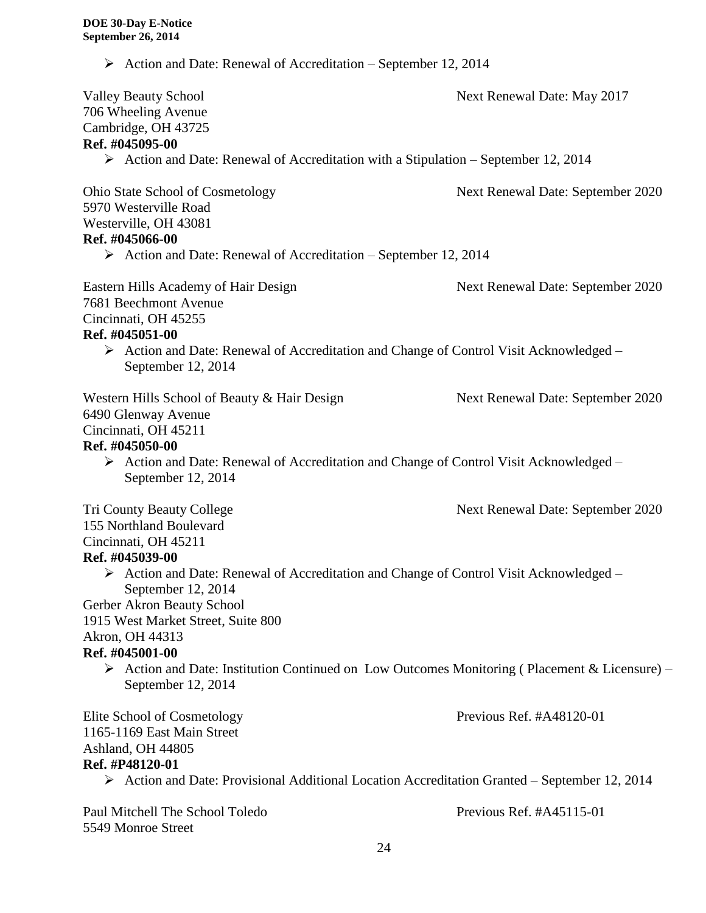- Action and Date: Renewal of Accreditation – September 12, 2014

Valley Beauty School  
706 Wheeling Avenue  
Cambridge, OH 43725  
**Ref. #045095-00**

Next Renewal Date: May 2017

- Action and Date: Renewal of Accreditation with a Stipulation – September 12, 2014

Ohio State School of Cosmetology  
5970 Westerville Road  
Westerville, OH 43081  
**Ref. #045066-00**

Next Renewal Date: September 2020

- Action and Date: Renewal of Accreditation – September 12, 2014

Eastern Hills Academy of Hair Design  
7681 Beechmont Avenue  
Cincinnati, OH 45255  
**Ref. #045051-00**

Next Renewal Date: September 2020

- Action and Date: Renewal of Accreditation and Change of Control Visit Acknowledged – September 12, 2014

Western Hills School of Beauty & Hair Design  
6490 Glenway Avenue  
Cincinnati, OH 45211  
**Ref. #045050-00**

Next Renewal Date: September 2020

- Action and Date: Renewal of Accreditation and Change of Control Visit Acknowledged – September 12, 2014

Tri County Beauty College  
155 Northland Boulevard  
Cincinnati, OH 45211  
**Ref. #045039-00**

Next Renewal Date: September 2020

- Action and Date: Renewal of Accreditation and Change of Control Visit Acknowledged – September 12, 2014

Gerber Akron Beauty School  
1915 West Market Street, Suite 800  
Akron, OH 44313  
**Ref. #045001-00**

- Action and Date: Institution Continued on Low Outcomes Monitoring ( Placement & Licensure) – September 12, 2014

Elite School of Cosmetology  
1165-1169 East Main Street  
Ashland, OH 44805  
**Ref. #P48120-01**

Previous Ref. #A48120-01

- Action and Date: Provisional Additional Location Accreditation Granted – September 12, 2014

Paul Mitchell The School Toledo  
5549 Monroe Street

Previous Ref. #A45115-01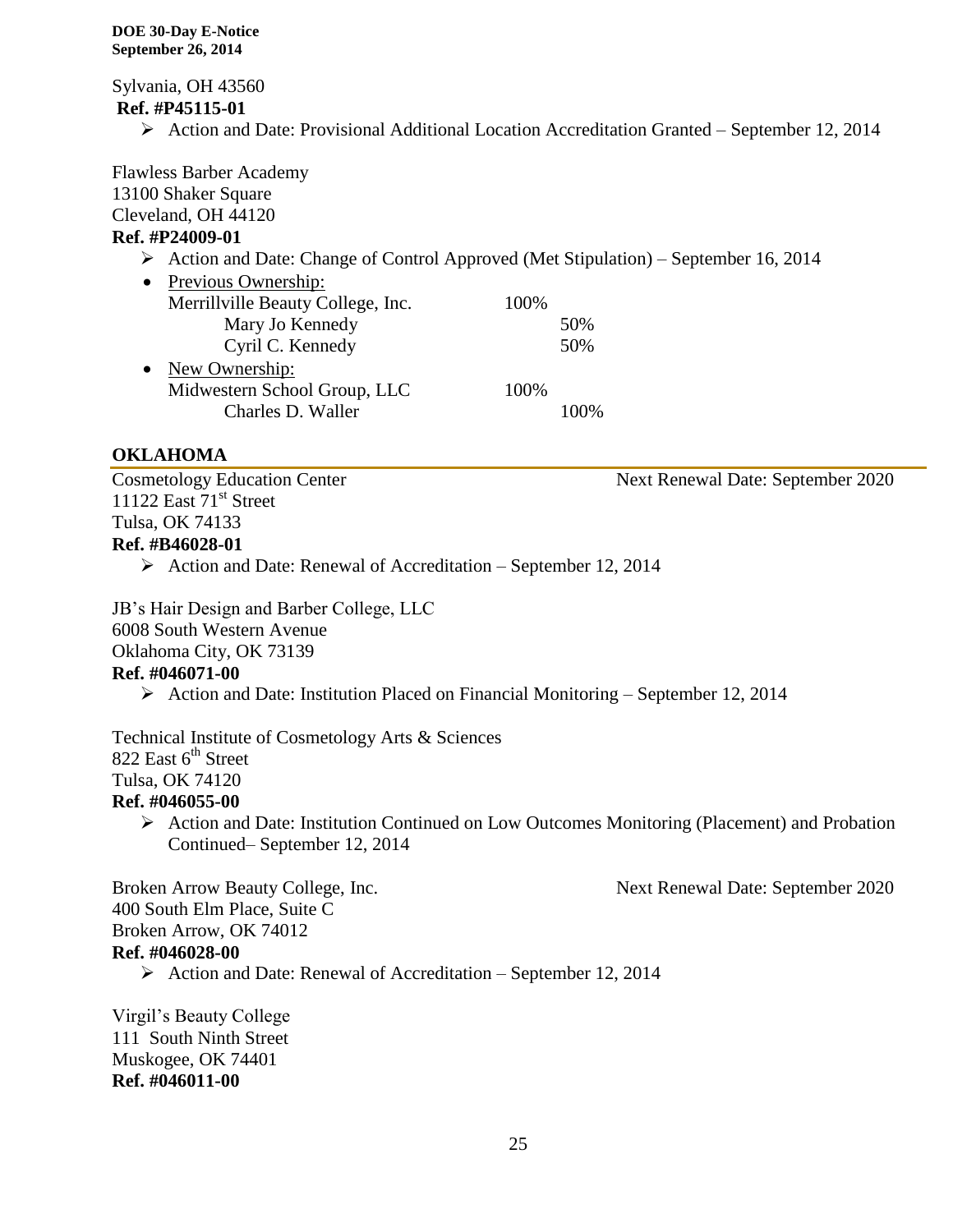Sylvania, OH 43560
**Ref. #P45115-01**

- Action and Date: Provisional Additional Location Accreditation Granted – September 12, 2014

Flawless Barber Academy
13100 Shaker Square
Cleveland, OH 44120
**Ref. #P24009-01**

- Action and Date: Change of Control Approved (Met Stipulation) – September 16, 2014
- Previous Ownership:

| | | |
|---|---|---|
| Merrillville Beauty College, Inc. | 100% | |
| Mary Jo Kennedy | | 50% |
| Cyril C. Kennedy | | 50% |

- New Ownership:

| | | |
|---|---|---|
| Midwestern School Group, LLC | 100% | |
| Charles D. Waller | | 100% |

## OKLAHOMA

Cosmetology Education Center — Next Renewal Date: September 2020
11122 East 71st Street
Tulsa, OK 74133
**Ref. #B46028-01**

- Action and Date: Renewal of Accreditation – September 12, 2014

JB's Hair Design and Barber College, LLC
6008 South Western Avenue
Oklahoma City, OK 73139
**Ref. #046071-00**

- Action and Date: Institution Placed on Financial Monitoring – September 12, 2014

Technical Institute of Cosmetology Arts & Sciences
822 East 6th Street
Tulsa, OK 74120
**Ref. #046055-00**

- Action and Date: Institution Continued on Low Outcomes Monitoring (Placement) and Probation Continued– September 12, 2014

Broken Arrow Beauty College, Inc. — Next Renewal Date: September 2020
400 South Elm Place, Suite C
Broken Arrow, OK 74012
**Ref. #046028-00**

- Action and Date: Renewal of Accreditation – September 12, 2014

Virgil's Beauty College
111 South Ninth Street
Muskogee, OK 74401
**Ref. #046011-00**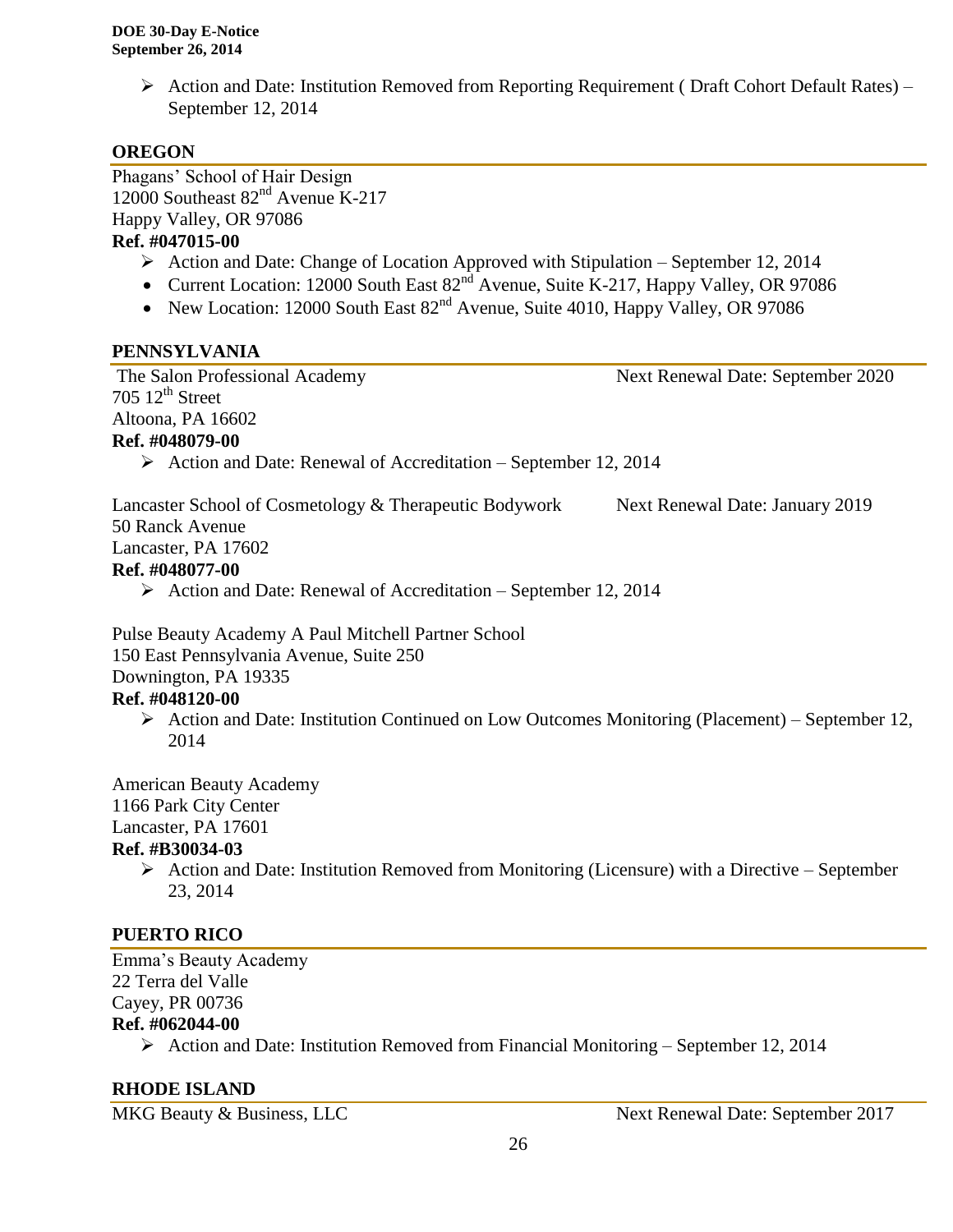- Action and Date: Institution Removed from Reporting Requirement ( Draft Cohort Default Rates) – September 12, 2014

## OREGON

Phagans' School of Hair Design
12000 Southeast 82nd Avenue K-217
Happy Valley, OR 97086
**Ref. #047015-00**

- Action and Date: Change of Location Approved with Stipulation – September 12, 2014
- Current Location: 12000 South East 82nd Avenue, Suite K-217, Happy Valley, OR 97086
- New Location: 12000 South East 82nd Avenue, Suite 4010, Happy Valley, OR 97086

## PENNSYLVANIA

The Salon Professional Academy — Next Renewal Date: September 2020
705 12th Street
Altoona, PA 16602
**Ref. #048079-00**

- Action and Date: Renewal of Accreditation – September 12, 2014

Lancaster School of Cosmetology & Therapeutic Bodywork — Next Renewal Date: January 2019
50 Ranck Avenue
Lancaster, PA 17602
**Ref. #048077-00**

- Action and Date: Renewal of Accreditation – September 12, 2014

Pulse Beauty Academy A Paul Mitchell Partner School
150 East Pennsylvania Avenue, Suite 250
Downington, PA 19335
**Ref. #048120-00**

- Action and Date: Institution Continued on Low Outcomes Monitoring (Placement) – September 12, 2014

American Beauty Academy
1166 Park City Center
Lancaster, PA 17601
**Ref. #B30034-03**

- Action and Date: Institution Removed from Monitoring (Licensure) with a Directive – September 23, 2014

## PUERTO RICO

Emma's Beauty Academy
22 Terra del Valle
Cayey, PR 00736
**Ref. #062044-00**

- Action and Date: Institution Removed from Financial Monitoring – September 12, 2014

## RHODE ISLAND

MKG Beauty & Business, LLC — Next Renewal Date: September 2017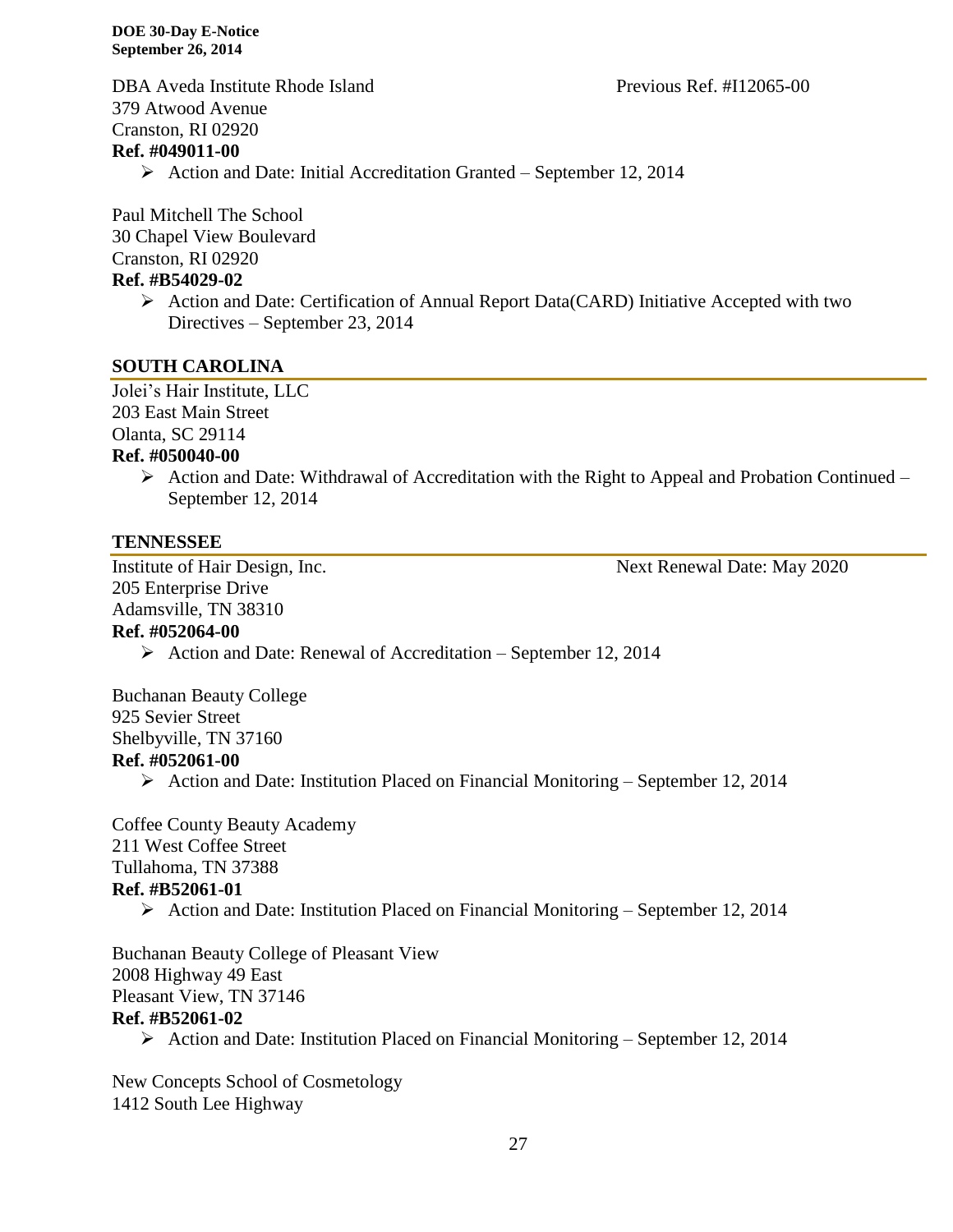DBA Aveda Institute Rhode Island — Previous Ref. #I12065-00
379 Atwood Avenue
Cranston, RI 02920
**Ref. #049011-00**

- Action and Date: Initial Accreditation Granted – September 12, 2014

Paul Mitchell The School
30 Chapel View Boulevard
Cranston, RI 02920
**Ref. #B54029-02**

- Action and Date: Certification of Annual Report Data(CARD) Initiative Accepted with two Directives – September 23, 2014

## SOUTH CAROLINA

Jolei's Hair Institute, LLC
203 East Main Street
Olanta, SC 29114
**Ref. #050040-00**

- Action and Date: Withdrawal of Accreditation with the Right to Appeal and Probation Continued – September 12, 2014

## TENNESSEE

Institute of Hair Design, Inc. — Next Renewal Date: May 2020
205 Enterprise Drive
Adamsville, TN 38310
**Ref. #052064-00**

- Action and Date: Renewal of Accreditation – September 12, 2014

Buchanan Beauty College
925 Sevier Street
Shelbyville, TN 37160
**Ref. #052061-00**

- Action and Date: Institution Placed on Financial Monitoring – September 12, 2014

Coffee County Beauty Academy
211 West Coffee Street
Tullahoma, TN 37388
**Ref. #B52061-01**

- Action and Date: Institution Placed on Financial Monitoring – September 12, 2014

Buchanan Beauty College of Pleasant View
2008 Highway 49 East
Pleasant View, TN 37146
**Ref. #B52061-02**

- Action and Date: Institution Placed on Financial Monitoring – September 12, 2014

New Concepts School of Cosmetology
1412 South Lee Highway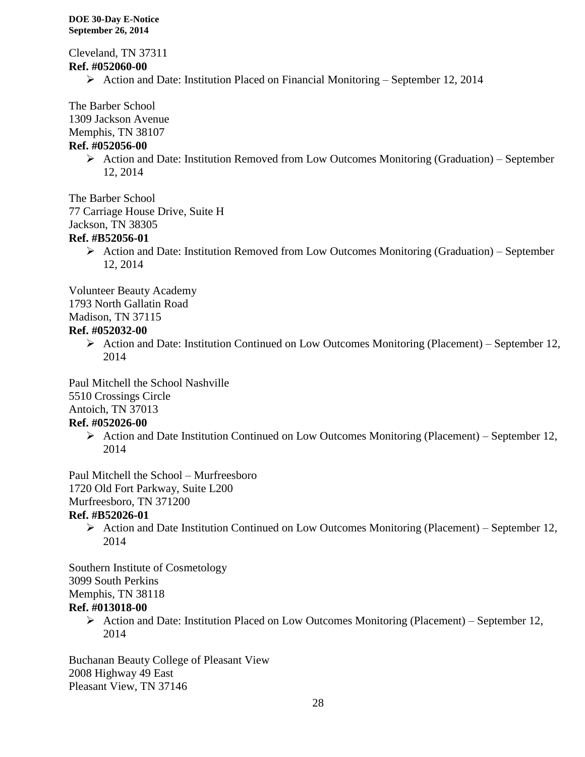Cleveland, TN 37311
**Ref. #052060-00**

- Action and Date: Institution Placed on Financial Monitoring – September 12, 2014

The Barber School
1309 Jackson Avenue
Memphis, TN 38107
**Ref. #052056-00**

- Action and Date: Institution Removed from Low Outcomes Monitoring (Graduation) – September 12, 2014

The Barber School
77 Carriage House Drive, Suite H
Jackson, TN 38305
**Ref. #B52056-01**

- Action and Date: Institution Removed from Low Outcomes Monitoring (Graduation) – September 12, 2014

Volunteer Beauty Academy
1793 North Gallatin Road
Madison, TN 37115
**Ref. #052032-00**

- Action and Date: Institution Continued on Low Outcomes Monitoring (Placement) – September 12, 2014

Paul Mitchell the School Nashville
5510 Crossings Circle
Antoich, TN 37013
**Ref. #052026-00**

- Action and Date Institution Continued on Low Outcomes Monitoring (Placement) – September 12, 2014

Paul Mitchell the School – Murfreesboro
1720 Old Fort Parkway, Suite L200
Murfreesboro, TN 371200
**Ref. #B52026-01**

- Action and Date Institution Continued on Low Outcomes Monitoring (Placement) – September 12, 2014

Southern Institute of Cosmetology
3099 South Perkins
Memphis, TN 38118
**Ref. #013018-00**

- Action and Date: Institution Placed on Low Outcomes Monitoring (Placement) – September 12, 2014

Buchanan Beauty College of Pleasant View
2008 Highway 49 East
Pleasant View, TN 37146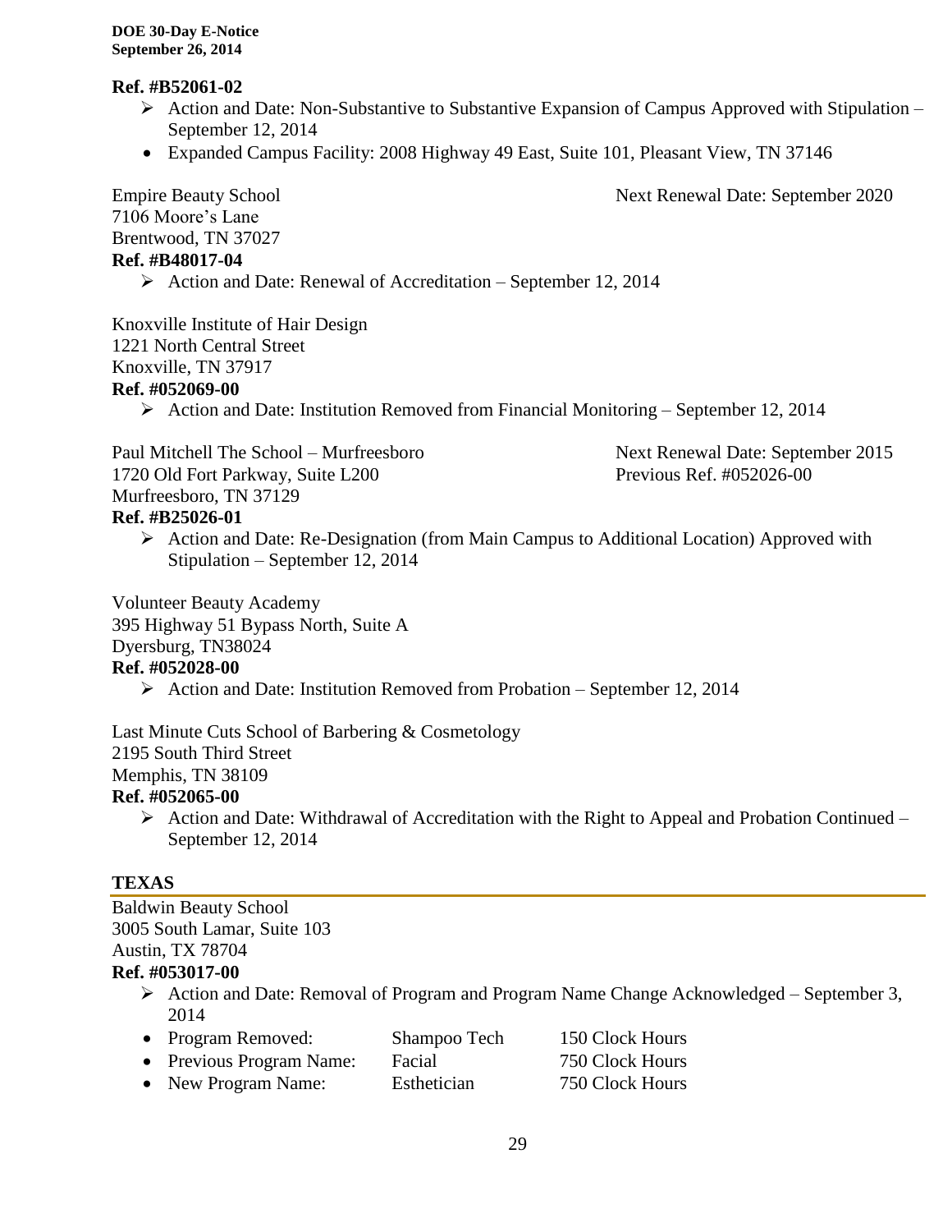**Ref. #B52061-02**

- Action and Date: Non-Substantive to Substantive Expansion of Campus Approved with Stipulation – September 12, 2014
  - Expanded Campus Facility: 2008 Highway 49 East, Suite 101, Pleasant View, TN 37146

Empire Beauty School
7106 Moore's Lane
Brentwood, TN 37027
Next Renewal Date: September 2020

**Ref. #B48017-04**

- Action and Date: Renewal of Accreditation – September 12, 2014

Knoxville Institute of Hair Design
1221 North Central Street
Knoxville, TN 37917

**Ref. #052069-00**

- Action and Date: Institution Removed from Financial Monitoring – September 12, 2014

Paul Mitchell The School – Murfreesboro
1720 Old Fort Parkway, Suite L200
Murfreesboro, TN 37129
Next Renewal Date: September 2015
Previous Ref. #052026-00

**Ref. #B25026-01**

- Action and Date: Re-Designation (from Main Campus to Additional Location) Approved with Stipulation – September 12, 2014

Volunteer Beauty Academy
395 Highway 51 Bypass North, Suite A
Dyersburg, TN38024

**Ref. #052028-00**

- Action and Date: Institution Removed from Probation – September 12, 2014

Last Minute Cuts School of Barbering & Cosmetology
2195 South Third Street
Memphis, TN 38109

**Ref. #052065-00**

- Action and Date: Withdrawal of Accreditation with the Right to Appeal and Probation Continued – September 12, 2014

## TEXAS

Baldwin Beauty School
3005 South Lamar, Suite 103
Austin, TX 78704

**Ref. #053017-00**

- Action and Date: Removal of Program and Program Name Change Acknowledged – September 3, 2014
  - Program Removed: Shampoo Tech 150 Clock Hours
  - Previous Program Name: Facial 750 Clock Hours
  - New Program Name: Esthetician 750 Clock Hours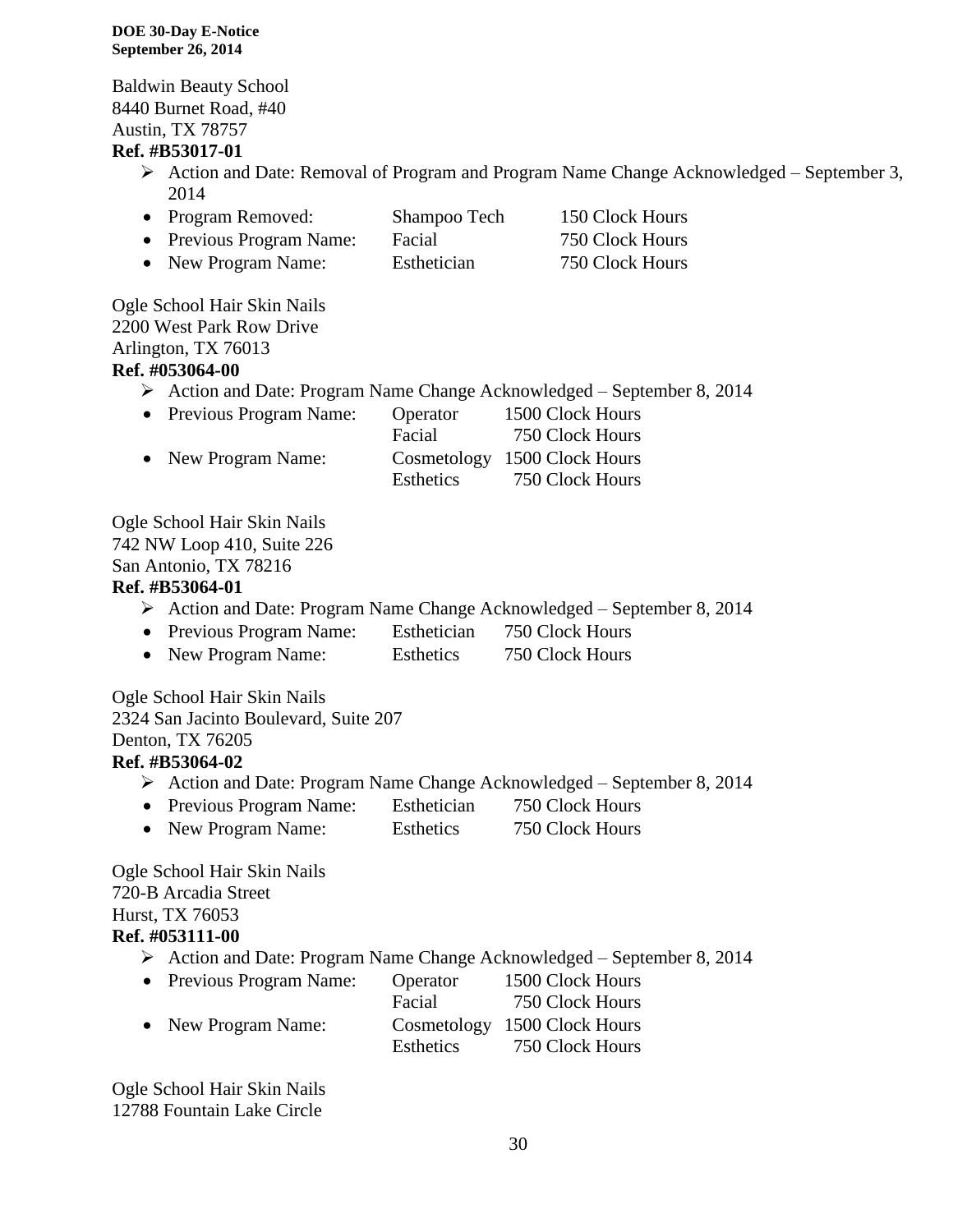Baldwin Beauty School
8440 Burnet Road, #40
Austin, TX 78757
**Ref. #B53017-01**

- Action and Date: Removal of Program and Program Name Change Acknowledged – September 3, 2014
  - Program Removed: Shampoo Tech 150 Clock Hours
  - Previous Program Name: Facial 750 Clock Hours
  - New Program Name: Esthetician 750 Clock Hours

Ogle School Hair Skin Nails
2200 West Park Row Drive
Arlington, TX 76013
**Ref. #053064-00**

- Action and Date: Program Name Change Acknowledged – September 8, 2014
  - Previous Program Name: Operator 1500 Clock Hours; Facial 750 Clock Hours
  - New Program Name: Cosmetology 1500 Clock Hours; Esthetics 750 Clock Hours

Ogle School Hair Skin Nails
742 NW Loop 410, Suite 226
San Antonio, TX 78216
**Ref. #B53064-01**

- Action and Date: Program Name Change Acknowledged – September 8, 2014
  - Previous Program Name: Esthetician 750 Clock Hours
  - New Program Name: Esthetics 750 Clock Hours

Ogle School Hair Skin Nails
2324 San Jacinto Boulevard, Suite 207
Denton, TX 76205
**Ref. #B53064-02**

- Action and Date: Program Name Change Acknowledged – September 8, 2014
  - Previous Program Name: Esthetician 750 Clock Hours
  - New Program Name: Esthetics 750 Clock Hours

Ogle School Hair Skin Nails
720-B Arcadia Street
Hurst, TX 76053
**Ref. #053111-00**

- Action and Date: Program Name Change Acknowledged – September 8, 2014
  - Previous Program Name: Operator 1500 Clock Hours; Facial 750 Clock Hours
  - New Program Name: Cosmetology 1500 Clock Hours; Esthetics 750 Clock Hours

Ogle School Hair Skin Nails
12788 Fountain Lake Circle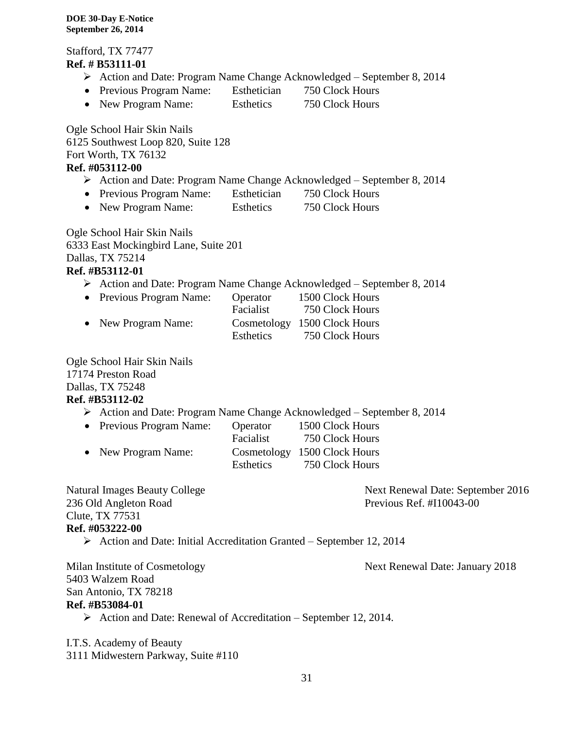Stafford, TX 77477
**Ref. # B53111-01**

- ➢ Action and Date: Program Name Change Acknowledged – September 8, 2014
- Previous Program Name: Esthetician 750 Clock Hours
- New Program Name: Esthetics 750 Clock Hours

Ogle School Hair Skin Nails
6125 Southwest Loop 820, Suite 128
Fort Worth, TX 76132
**Ref. #053112-00**

- ➢ Action and Date: Program Name Change Acknowledged – September 8, 2014
- Previous Program Name: Esthetician 750 Clock Hours
- New Program Name: Esthetics 750 Clock Hours

Ogle School Hair Skin Nails
6333 East Mockingbird Lane, Suite 201
Dallas, TX 75214
**Ref. #B53112-01**

- ➢ Action and Date: Program Name Change Acknowledged – September 8, 2014
- Previous Program Name: Operator 1500 Clock Hours
  Facialist 750 Clock Hours
- New Program Name: Cosmetology 1500 Clock Hours
  Esthetics 750 Clock Hours

Ogle School Hair Skin Nails
17174 Preston Road
Dallas, TX 75248
**Ref. #B53112-02**

- ➢ Action and Date: Program Name Change Acknowledged – September 8, 2014
- Previous Program Name: Operator 1500 Clock Hours
  Facialist 750 Clock Hours
- New Program Name: Cosmetology 1500 Clock Hours
  Esthetics 750 Clock Hours

Natural Images Beauty College
236 Old Angleton Road
Clute, TX 77531
**Ref. #053222-00**

Next Renewal Date: September 2016
Previous Ref. #I10043-00

- ➢ Action and Date: Initial Accreditation Granted – September 12, 2014

Milan Institute of Cosmetology
5403 Walzem Road
San Antonio, TX 78218
**Ref. #B53084-01**

Next Renewal Date: January 2018

- ➢ Action and Date: Renewal of Accreditation – September 12, 2014.

I.T.S. Academy of Beauty
3111 Midwestern Parkway, Suite #110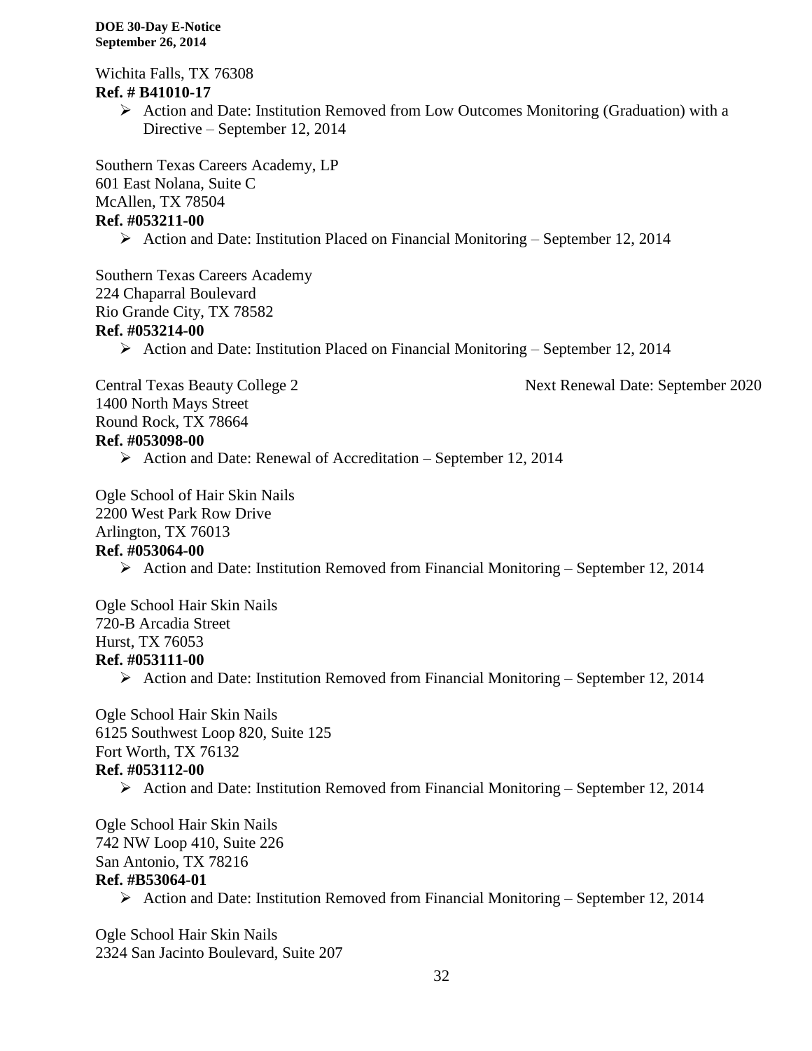Wichita Falls, TX 76308
**Ref. # B41010-17**

- Action and Date: Institution Removed from Low Outcomes Monitoring (Graduation) with a Directive – September 12, 2014

Southern Texas Careers Academy, LP
601 East Nolana, Suite C
McAllen, TX 78504
**Ref. #053211-00**

- Action and Date: Institution Placed on Financial Monitoring – September 12, 2014

Southern Texas Careers Academy
224 Chaparral Boulevard
Rio Grande City, TX 78582
**Ref. #053214-00**

- Action and Date: Institution Placed on Financial Monitoring – September 12, 2014

Central Texas Beauty College 2 Next Renewal Date: September 2020
1400 North Mays Street
Round Rock, TX 78664
**Ref. #053098-00**

- Action and Date: Renewal of Accreditation – September 12, 2014

Ogle School of Hair Skin Nails
2200 West Park Row Drive
Arlington, TX 76013
**Ref. #053064-00**

- Action and Date: Institution Removed from Financial Monitoring – September 12, 2014

Ogle School Hair Skin Nails
720-B Arcadia Street
Hurst, TX 76053
**Ref. #053111-00**

- Action and Date: Institution Removed from Financial Monitoring – September 12, 2014

Ogle School Hair Skin Nails
6125 Southwest Loop 820, Suite 125
Fort Worth, TX 76132
**Ref. #053112-00**

- Action and Date: Institution Removed from Financial Monitoring – September 12, 2014

Ogle School Hair Skin Nails
742 NW Loop 410, Suite 226
San Antonio, TX 78216
**Ref. #B53064-01**

- Action and Date: Institution Removed from Financial Monitoring – September 12, 2014

Ogle School Hair Skin Nails
2324 San Jacinto Boulevard, Suite 207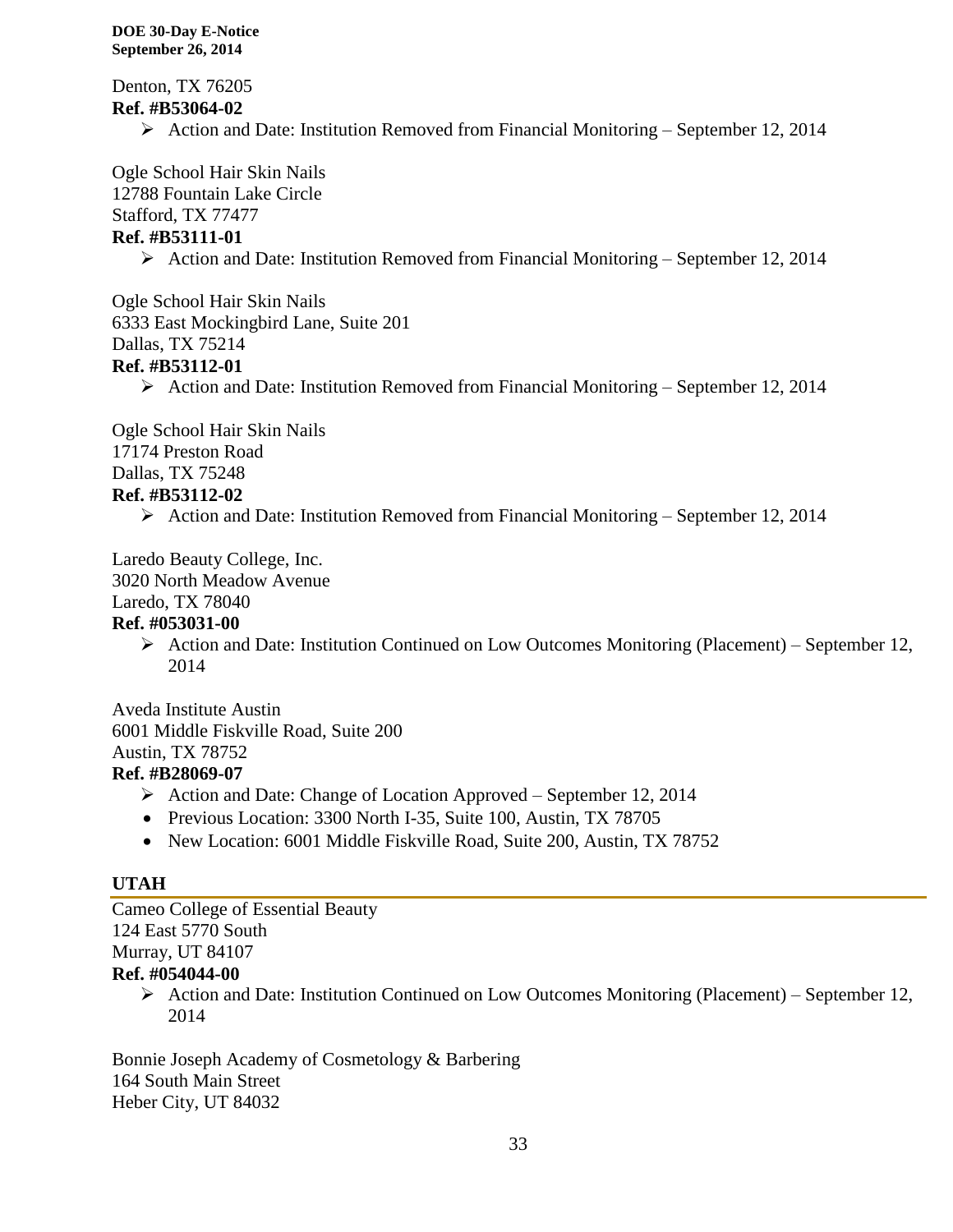Denton, TX 76205
**Ref. #B53064-02**

- Action and Date: Institution Removed from Financial Monitoring – September 12, 2014

Ogle School Hair Skin Nails
12788 Fountain Lake Circle
Stafford, TX 77477
**Ref. #B53111-01**

- Action and Date: Institution Removed from Financial Monitoring – September 12, 2014

Ogle School Hair Skin Nails
6333 East Mockingbird Lane, Suite 201
Dallas, TX 75214
**Ref. #B53112-01**

- Action and Date: Institution Removed from Financial Monitoring – September 12, 2014

Ogle School Hair Skin Nails
17174 Preston Road
Dallas, TX 75248
**Ref. #B53112-02**

- Action and Date: Institution Removed from Financial Monitoring – September 12, 2014

Laredo Beauty College, Inc.
3020 North Meadow Avenue
Laredo, TX 78040
**Ref. #053031-00**

- Action and Date: Institution Continued on Low Outcomes Monitoring (Placement) – September 12, 2014

Aveda Institute Austin
6001 Middle Fiskville Road, Suite 200
Austin, TX 78752
**Ref. #B28069-07**

- Action and Date: Change of Location Approved – September 12, 2014
- Previous Location: 3300 North I-35, Suite 100, Austin, TX 78705
- New Location: 6001 Middle Fiskville Road, Suite 200, Austin, TX 78752

## UTAH

Cameo College of Essential Beauty
124 East 5770 South
Murray, UT 84107
**Ref. #054044-00**

- Action and Date: Institution Continued on Low Outcomes Monitoring (Placement) – September 12, 2014

Bonnie Joseph Academy of Cosmetology & Barbering
164 South Main Street
Heber City, UT 84032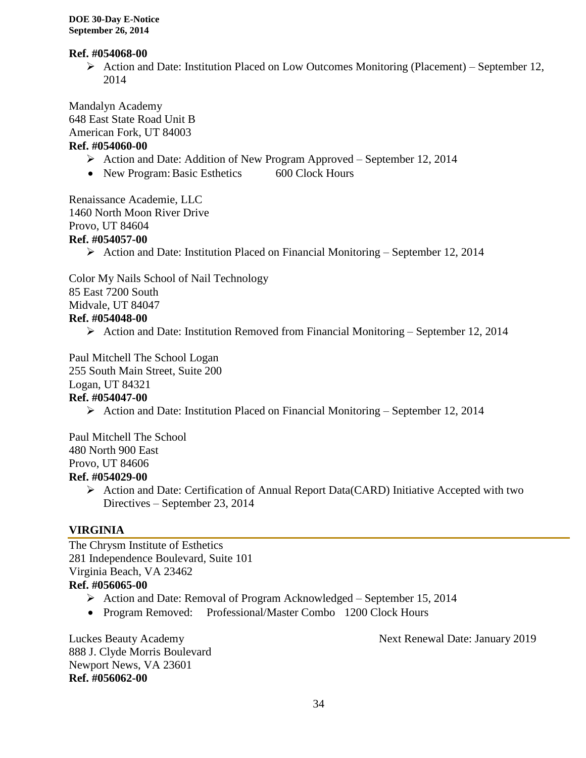**Ref. #054068-00**

- Action and Date: Institution Placed on Low Outcomes Monitoring (Placement) – September 12, 2014

Mandalyn Academy
648 East State Road Unit B
American Fork, UT 84003
**Ref. #054060-00**

- Action and Date: Addition of New Program Approved – September 12, 2014
- New Program: Basic Esthetics 600 Clock Hours

Renaissance Academie, LLC
1460 North Moon River Drive
Provo, UT 84604
**Ref. #054057-00**

- Action and Date: Institution Placed on Financial Monitoring – September 12, 2014

Color My Nails School of Nail Technology
85 East 7200 South
Midvale, UT 84047
**Ref. #054048-00**

- Action and Date: Institution Removed from Financial Monitoring – September 12, 2014

Paul Mitchell The School Logan
255 South Main Street, Suite 200
Logan, UT 84321
**Ref. #054047-00**

- Action and Date: Institution Placed on Financial Monitoring – September 12, 2014

Paul Mitchell The School
480 North 900 East
Provo, UT 84606
**Ref. #054029-00**

- Action and Date: Certification of Annual Report Data(CARD) Initiative Accepted with two Directives – September 23, 2014

## VIRGINIA

The Chrysm Institute of Esthetics
281 Independence Boulevard, Suite 101
Virginia Beach, VA 23462
**Ref. #056065-00**

- Action and Date: Removal of Program Acknowledged – September 15, 2014
- Program Removed: Professional/Master Combo 1200 Clock Hours

Luckes Beauty Academy
888 J. Clyde Morris Boulevard
Newport News, VA 23601
**Ref. #056062-00**

Next Renewal Date: January 2019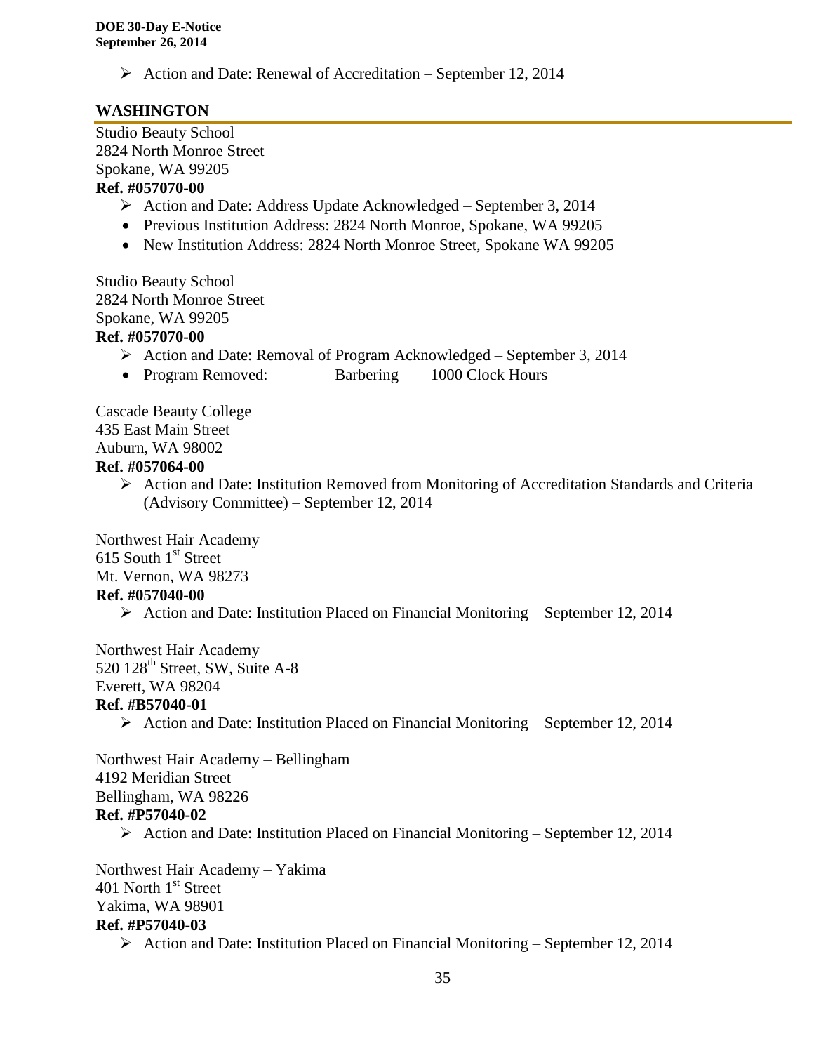- Action and Date: Renewal of Accreditation – September 12, 2014

## WASHINGTON

Studio Beauty School
2824 North Monroe Street
Spokane, WA 99205
**Ref. #057070-00**

- Action and Date: Address Update Acknowledged – September 3, 2014
- Previous Institution Address: 2824 North Monroe, Spokane, WA 99205
- New Institution Address: 2824 North Monroe Street, Spokane WA 99205

Studio Beauty School
2824 North Monroe Street
Spokane, WA 99205
**Ref. #057070-00**

- Action and Date: Removal of Program Acknowledged – September 3, 2014
- Program Removed: Barbering 1000 Clock Hours

Cascade Beauty College
435 East Main Street
Auburn, WA 98002
**Ref. #057064-00**

- Action and Date: Institution Removed from Monitoring of Accreditation Standards and Criteria (Advisory Committee) – September 12, 2014

Northwest Hair Academy
615 South 1st Street
Mt. Vernon, WA 98273
**Ref. #057040-00**

- Action and Date: Institution Placed on Financial Monitoring – September 12, 2014

Northwest Hair Academy
520 128th Street, SW, Suite A-8
Everett, WA 98204
**Ref. #B57040-01**

- Action and Date: Institution Placed on Financial Monitoring – September 12, 2014

Northwest Hair Academy – Bellingham
4192 Meridian Street
Bellingham, WA 98226
**Ref. #P57040-02**

- Action and Date: Institution Placed on Financial Monitoring – September 12, 2014

Northwest Hair Academy – Yakima
401 North 1st Street
Yakima, WA 98901
**Ref. #P57040-03**

- Action and Date: Institution Placed on Financial Monitoring – September 12, 2014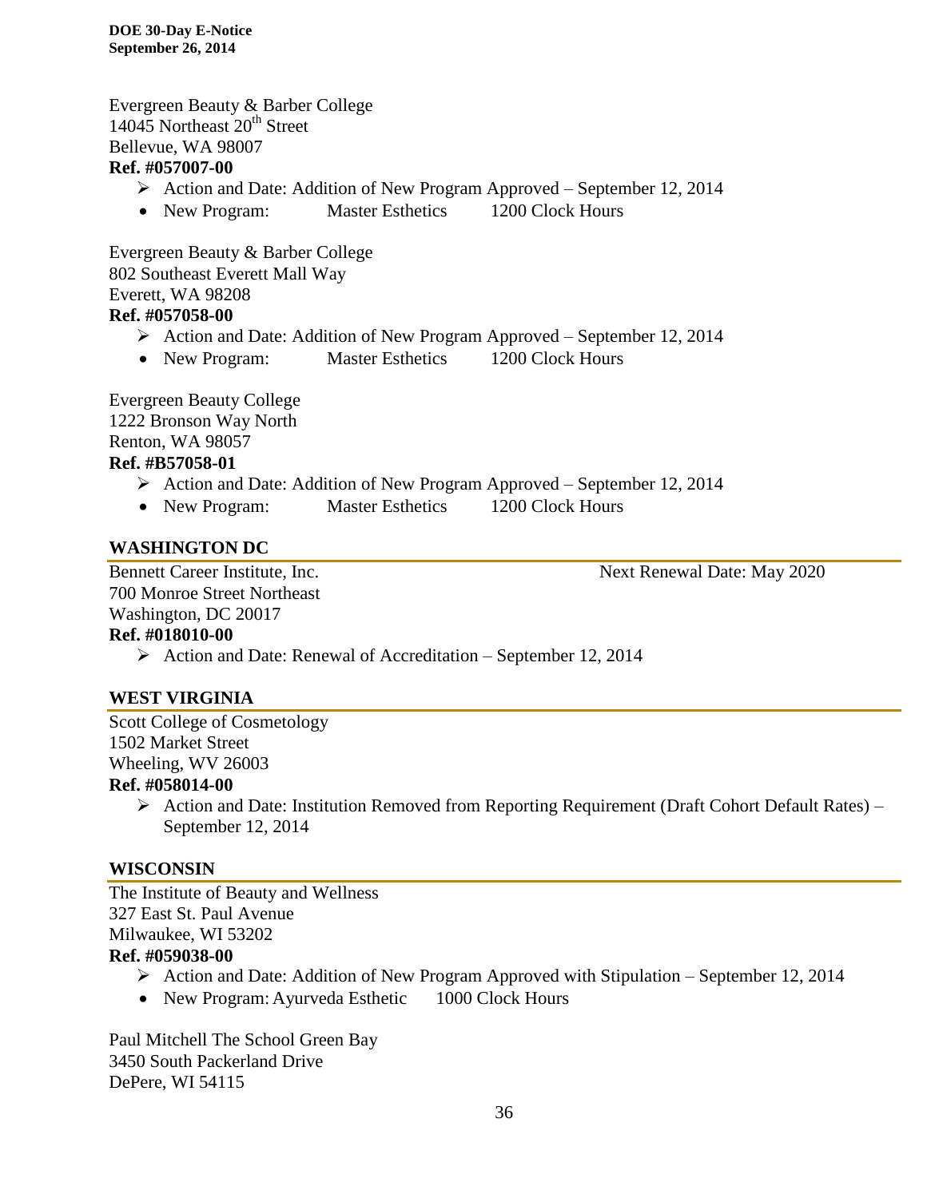Evergreen Beauty & Barber College
14045 Northeast 20th Street
Bellevue, WA 98007
**Ref. #057007-00**

- ➢ Action and Date: Addition of New Program Approved – September 12, 2014
- New Program: Master Esthetics 1200 Clock Hours

Evergreen Beauty & Barber College
802 Southeast Everett Mall Way
Everett, WA 98208
**Ref. #057058-00**

- ➢ Action and Date: Addition of New Program Approved – September 12, 2014
- New Program: Master Esthetics 1200 Clock Hours

Evergreen Beauty College
1222 Bronson Way North
Renton, WA 98057
**Ref. #B57058-01**

- ➢ Action and Date: Addition of New Program Approved – September 12, 2014
- New Program: Master Esthetics 1200 Clock Hours

## WASHINGTON DC

Bennett Career Institute, Inc. Next Renewal Date: May 2020
700 Monroe Street Northeast
Washington, DC 20017
**Ref. #018010-00**

- ➢ Action and Date: Renewal of Accreditation – September 12, 2014

## WEST VIRGINIA

Scott College of Cosmetology
1502 Market Street
Wheeling, WV 26003
**Ref. #058014-00**

- ➢ Action and Date: Institution Removed from Reporting Requirement (Draft Cohort Default Rates) – September 12, 2014

## WISCONSIN

The Institute of Beauty and Wellness
327 East St. Paul Avenue
Milwaukee, WI 53202
**Ref. #059038-00**

- ➢ Action and Date: Addition of New Program Approved with Stipulation – September 12, 2014
- New Program: Ayurveda Esthetic 1000 Clock Hours

Paul Mitchell The School Green Bay
3450 South Packerland Drive
DePere, WI 54115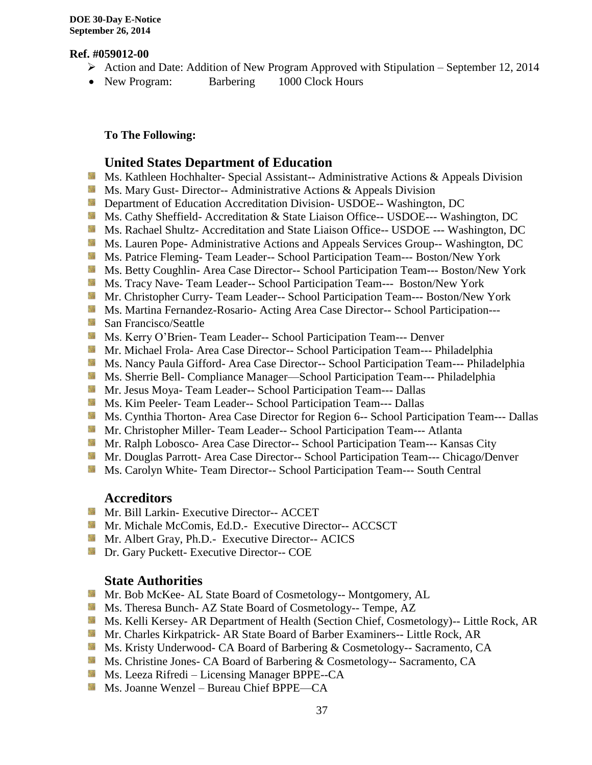**Ref. #059012-00**

- Action and Date: Addition of New Program Approved with Stipulation – September 12, 2014
- New Program: Barbering 1000 Clock Hours

**To The Following:**

## United States Department of Education

- Ms. Kathleen Hochhalter- Special Assistant-- Administrative Actions & Appeals Division
- Ms. Mary Gust- Director-- Administrative Actions & Appeals Division
- Department of Education Accreditation Division- USDOE-- Washington, DC
- Ms. Cathy Sheffield- Accreditation & State Liaison Office-- USDOE--- Washington, DC
- Ms. Rachael Shultz- Accreditation and State Liaison Office-- USDOE --- Washington, DC
- Ms. Lauren Pope- Administrative Actions and Appeals Services Group-- Washington, DC
- Ms. Patrice Fleming- Team Leader-- School Participation Team--- Boston/New York
- Ms. Betty Coughlin- Area Case Director-- School Participation Team--- Boston/New York
- Ms. Tracy Nave- Team Leader-- School Participation Team--- Boston/New York
- Mr. Christopher Curry- Team Leader-- School Participation Team--- Boston/New York
- Ms. Martina Fernandez-Rosario- Acting Area Case Director-- School Participation---
- San Francisco/Seattle
- Ms. Kerry O'Brien- Team Leader-- School Participation Team--- Denver
- Mr. Michael Frola- Area Case Director-- School Participation Team--- Philadelphia
- Ms. Nancy Paula Gifford- Area Case Director-- School Participation Team--- Philadelphia
- Ms. Sherrie Bell- Compliance Manager—School Participation Team--- Philadelphia
- Mr. Jesus Moya- Team Leader-- School Participation Team--- Dallas
- Ms. Kim Peeler- Team Leader-- School Participation Team--- Dallas
- Ms. Cynthia Thorton- Area Case Director for Region 6-- School Participation Team--- Dallas
- Mr. Christopher Miller- Team Leader-- School Participation Team--- Atlanta
- Mr. Ralph Lobosco- Area Case Director-- School Participation Team--- Kansas City
- Mr. Douglas Parrott- Area Case Director-- School Participation Team--- Chicago/Denver
- Ms. Carolyn White- Team Director-- School Participation Team--- South Central

## Accreditors

- Mr. Bill Larkin- Executive Director-- ACCET
- Mr. Michale McComis, Ed.D.- Executive Director-- ACCSCT
- Mr. Albert Gray, Ph.D.- Executive Director-- ACICS
- Dr. Gary Puckett- Executive Director-- COE

## State Authorities

- Mr. Bob McKee- AL State Board of Cosmetology-- Montgomery, AL
- Ms. Theresa Bunch- AZ State Board of Cosmetology-- Tempe, AZ
- Ms. Kelli Kersey- AR Department of Health (Section Chief, Cosmetology)-- Little Rock, AR
- Mr. Charles Kirkpatrick- AR State Board of Barber Examiners-- Little Rock, AR
- Ms. Kristy Underwood- CA Board of Barbering & Cosmetology-- Sacramento, CA
- Ms. Christine Jones- CA Board of Barbering & Cosmetology-- Sacramento, CA
- Ms. Leeza Rifredi – Licensing Manager BPPE--CA
- Ms. Joanne Wenzel – Bureau Chief BPPE—CA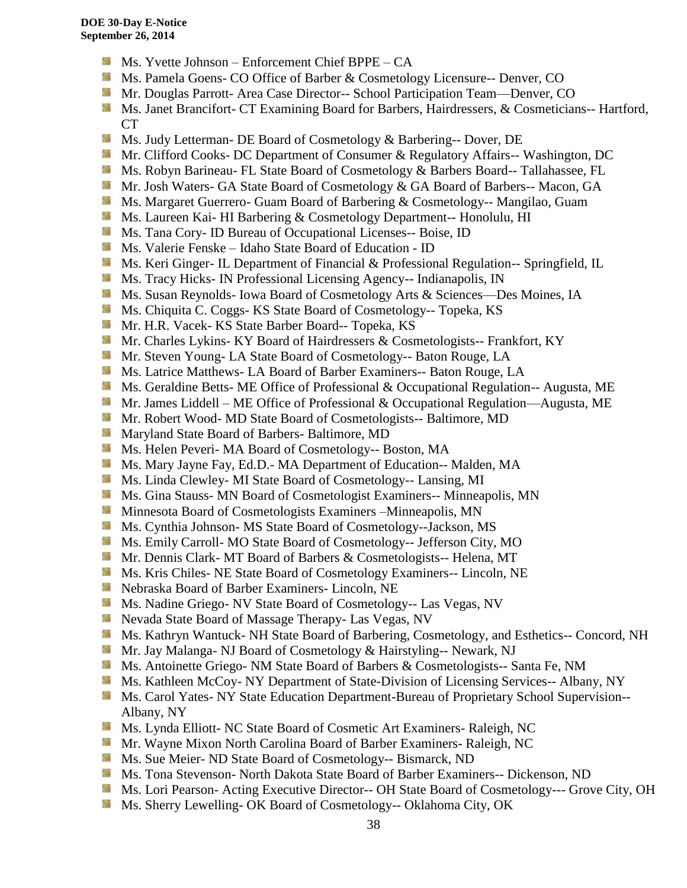- Ms. Yvette Johnson – Enforcement Chief BPPE – CA
- Ms. Pamela Goens- CO Office of Barber & Cosmetology Licensure-- Denver, CO
- Mr. Douglas Parrott- Area Case Director-- School Participation Team—Denver, CO
- Ms. Janet Brancifort- CT Examining Board for Barbers, Hairdressers, & Cosmeticians-- Hartford, CT
- Ms. Judy Letterman- DE Board of Cosmetology & Barbering-- Dover, DE
- Mr. Clifford Cooks- DC Department of Consumer & Regulatory Affairs-- Washington, DC
- Ms. Robyn Barineau- FL State Board of Cosmetology & Barbers Board-- Tallahassee, FL
- Mr. Josh Waters- GA State Board of Cosmetology & GA Board of Barbers-- Macon, GA
- Ms. Margaret Guerrero- Guam Board of Barbering & Cosmetology-- Mangilao, Guam
- Ms. Laureen Kai- HI Barbering & Cosmetology Department-- Honolulu, HI
- Ms. Tana Cory- ID Bureau of Occupational Licenses-- Boise, ID
- Ms. Valerie Fenske – Idaho State Board of Education - ID
- Ms. Keri Ginger- IL Department of Financial & Professional Regulation-- Springfield, IL
- Ms. Tracy Hicks- IN Professional Licensing Agency-- Indianapolis, IN
- Ms. Susan Reynolds- Iowa Board of Cosmetology Arts & Sciences—Des Moines, IA
- Ms. Chiquita C. Coggs- KS State Board of Cosmetology-- Topeka, KS
- Mr. H.R. Vacek- KS State Barber Board-- Topeka, KS
- Mr. Charles Lykins- KY Board of Hairdressers & Cosmetologists-- Frankfort, KY
- Mr. Steven Young- LA State Board of Cosmetology-- Baton Rouge, LA
- Ms. Latrice Matthews- LA Board of Barber Examiners-- Baton Rouge, LA
- Ms. Geraldine Betts- ME Office of Professional & Occupational Regulation-- Augusta, ME
- Mr. James Liddell – ME Office of Professional & Occupational Regulation—Augusta, ME
- Mr. Robert Wood- MD State Board of Cosmetologists-- Baltimore, MD
- Maryland State Board of Barbers- Baltimore, MD
- Ms. Helen Peveri- MA Board of Cosmetology-- Boston, MA
- Ms. Mary Jayne Fay, Ed.D.- MA Department of Education-- Malden, MA
- Ms. Linda Clewley- MI State Board of Cosmetology-- Lansing, MI
- Ms. Gina Stauss- MN Board of Cosmetologist Examiners-- Minneapolis, MN
- Minnesota Board of Cosmetologists Examiners –Minneapolis, MN
- Ms. Cynthia Johnson- MS State Board of Cosmetology--Jackson, MS
- Ms. Emily Carroll- MO State Board of Cosmetology-- Jefferson City, MO
- Mr. Dennis Clark- MT Board of Barbers & Cosmetologists-- Helena, MT
- Ms. Kris Chiles- NE State Board of Cosmetology Examiners-- Lincoln, NE
- Nebraska Board of Barber Examiners- Lincoln, NE
- Ms. Nadine Griego- NV State Board of Cosmetology-- Las Vegas, NV
- Nevada State Board of Massage Therapy- Las Vegas, NV
- Ms. Kathryn Wantuck- NH State Board of Barbering, Cosmetology, and Esthetics-- Concord, NH
- Mr. Jay Malanga- NJ Board of Cosmetology & Hairstyling-- Newark, NJ
- Ms. Antoinette Griego- NM State Board of Barbers & Cosmetologists-- Santa Fe, NM
- Ms. Kathleen McCoy- NY Department of State-Division of Licensing Services-- Albany, NY
- Ms. Carol Yates- NY State Education Department-Bureau of Proprietary School Supervision-- Albany, NY
- Ms. Lynda Elliott- NC State Board of Cosmetic Art Examiners- Raleigh, NC
- Mr. Wayne Mixon North Carolina Board of Barber Examiners- Raleigh, NC
- Ms. Sue Meier- ND State Board of Cosmetology-- Bismarck, ND
- Ms. Tona Stevenson- North Dakota State Board of Barber Examiners-- Dickenson, ND
- Ms. Lori Pearson- Acting Executive Director-- OH State Board of Cosmetology--- Grove City, OH
- Ms. Sherry Lewelling- OK Board of Cosmetology-- Oklahoma City, OK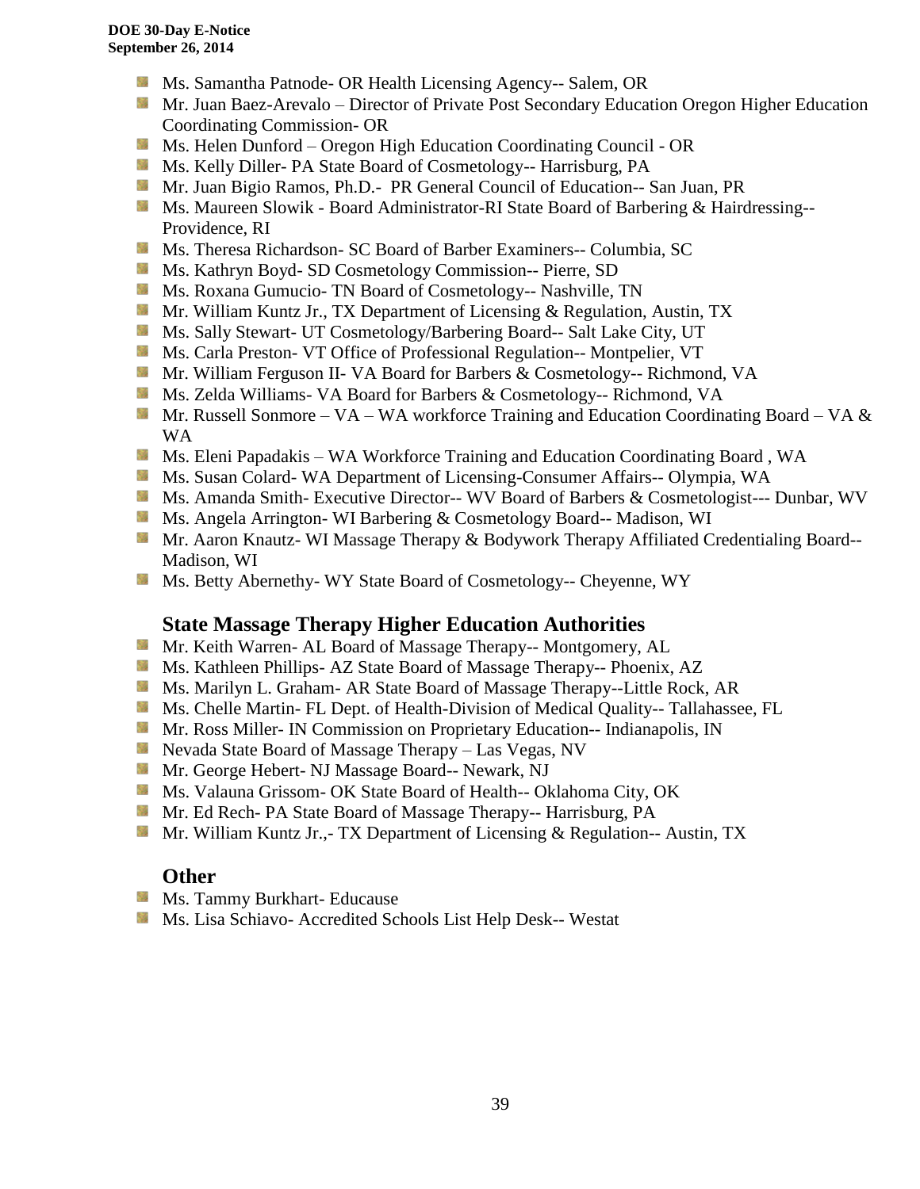- Ms. Samantha Patnode- OR Health Licensing Agency-- Salem, OR
- Mr. Juan Baez-Arevalo – Director of Private Post Secondary Education Oregon Higher Education Coordinating Commission- OR
- Ms. Helen Dunford – Oregon High Education Coordinating Council - OR
- Ms. Kelly Diller- PA State Board of Cosmetology-- Harrisburg, PA
- Mr. Juan Bigio Ramos, Ph.D.- PR General Council of Education-- San Juan, PR
- Ms. Maureen Slowik - Board Administrator-RI State Board of Barbering & Hairdressing-- Providence, RI
- Ms. Theresa Richardson- SC Board of Barber Examiners-- Columbia, SC
- Ms. Kathryn Boyd- SD Cosmetology Commission-- Pierre, SD
- Ms. Roxana Gumucio- TN Board of Cosmetology-- Nashville, TN
- Mr. William Kuntz Jr., TX Department of Licensing & Regulation, Austin, TX
- Ms. Sally Stewart- UT Cosmetology/Barbering Board-- Salt Lake City, UT
- Ms. Carla Preston- VT Office of Professional Regulation-- Montpelier, VT
- Mr. William Ferguson II- VA Board for Barbers & Cosmetology-- Richmond, VA
- Ms. Zelda Williams- VA Board for Barbers & Cosmetology-- Richmond, VA
- Mr. Russell Sonmore – VA – WA workforce Training and Education Coordinating Board – VA & WA
- Ms. Eleni Papadakis – WA Workforce Training and Education Coordinating Board , WA
- Ms. Susan Colard- WA Department of Licensing-Consumer Affairs-- Olympia, WA
- Ms. Amanda Smith- Executive Director-- WV Board of Barbers & Cosmetologist--- Dunbar, WV
- Ms. Angela Arrington- WI Barbering & Cosmetology Board-- Madison, WI
- Mr. Aaron Knautz- WI Massage Therapy & Bodywork Therapy Affiliated Credentialing Board-- Madison, WI
- Ms. Betty Abernethy- WY State Board of Cosmetology-- Cheyenne, WY

## State Massage Therapy Higher Education Authorities

- Mr. Keith Warren- AL Board of Massage Therapy-- Montgomery, AL
- Ms. Kathleen Phillips- AZ State Board of Massage Therapy-- Phoenix, AZ
- Ms. Marilyn L. Graham- AR State Board of Massage Therapy--Little Rock, AR
- Ms. Chelle Martin- FL Dept. of Health-Division of Medical Quality-- Tallahassee, FL
- Mr. Ross Miller- IN Commission on Proprietary Education-- Indianapolis, IN
- Nevada State Board of Massage Therapy – Las Vegas, NV
- Mr. George Hebert- NJ Massage Board-- Newark, NJ
- Ms. Valauna Grissom- OK State Board of Health-- Oklahoma City, OK
- Mr. Ed Rech- PA State Board of Massage Therapy-- Harrisburg, PA
- Mr. William Kuntz Jr.,- TX Department of Licensing & Regulation-- Austin, TX

## Other

- Ms. Tammy Burkhart- Educause
- Ms. Lisa Schiavo- Accredited Schools List Help Desk-- Westat